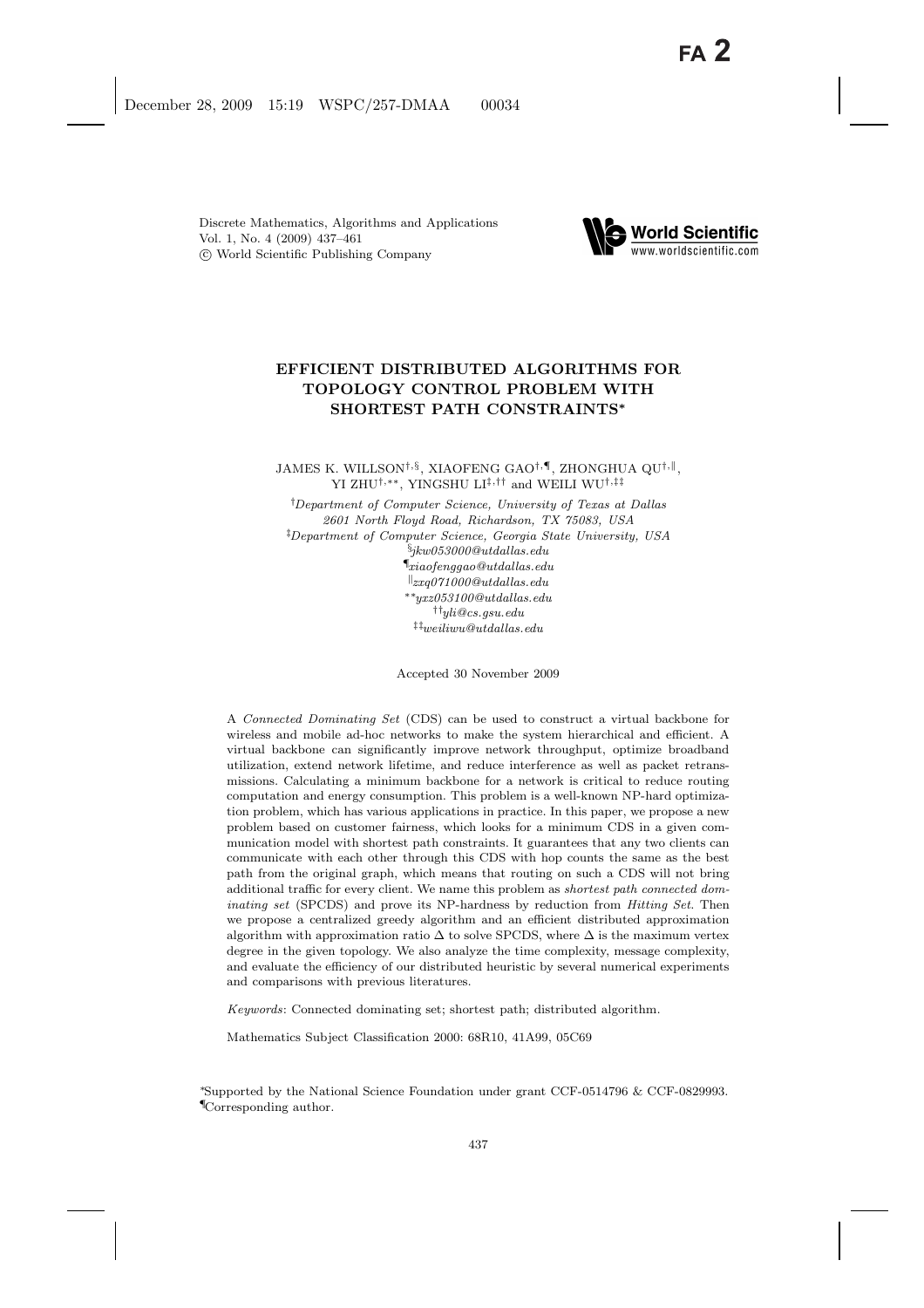Discrete Mathematics, Algorithms and Applications
Vol. 1, No. 4 (2009) 437–461
© World Scientific Publishing Company

# EFFICIENT DISTRIBUTED ALGORITHMS FOR TOPOLOGY CONTROL PROBLEM WITH SHORTEST PATH CONSTRAINTS*

JAMES K. WILLSON[†,§], XIAOFENG GAO[†,¶], ZHONGHUA QU[†,‖], YI ZHU[†,**], YINGSHU LI[‡,††] and WEILI WU[†,‡‡]

[†]*Department of Computer Science, University of Texas at Dallas*
*2601 North Floyd Road, Richardson, TX 75083, USA*
[‡]*Department of Computer Science, Georgia State University, USA*
[§]*jkw053000@utdallas.edu*
[¶]*xiaofenggao@utdallas.edu*
[‖]*zxq071000@utdallas.edu*
[**]*yxz053100@utdallas.edu*
[††]*yli@cs.gsu.edu*
[‡‡]*weiliwu@utdallas.edu*

Accepted 30 November 2009

A *Connected Dominating Set* (CDS) can be used to construct a virtual backbone for wireless and mobile ad-hoc networks to make the system hierarchical and efficient. A virtual backbone can significantly improve network throughput, optimize broadband utilization, extend network lifetime, and reduce interference as well as packet retransmissions. Calculating a minimum backbone for a network is critical to reduce routing computation and energy consumption. This problem is a well-known NP-hard optimization problem, which has various applications in practice. In this paper, we propose a new problem based on customer fairness, which looks for a minimum CDS in a given communication model with shortest path constraints. It guarantees that any two clients can communicate with each other through this CDS with hop counts the same as the best path from the original graph, which means that routing on such a CDS will not bring additional traffic for every client. We name this problem as *shortest path connected dominating set* (SPCDS) and prove its NP-hardness by reduction from *Hitting Set*. Then we propose a centralized greedy algorithm and an efficient distributed approximation algorithm with approximation ratio $\Delta$ to solve SPCDS, where $\Delta$ is the maximum vertex degree in the given topology. We also analyze the time complexity, message complexity, and evaluate the efficiency of our distributed heuristic by several numerical experiments and comparisons with previous literatures.

*Keywords*: Connected dominating set; shortest path; distributed algorithm.

Mathematics Subject Classification 2000: 68R10, 41A99, 05C69

*Supported by the National Science Foundation under grant CCF-0514796 & CCF-0829993.
¶Corresponding author.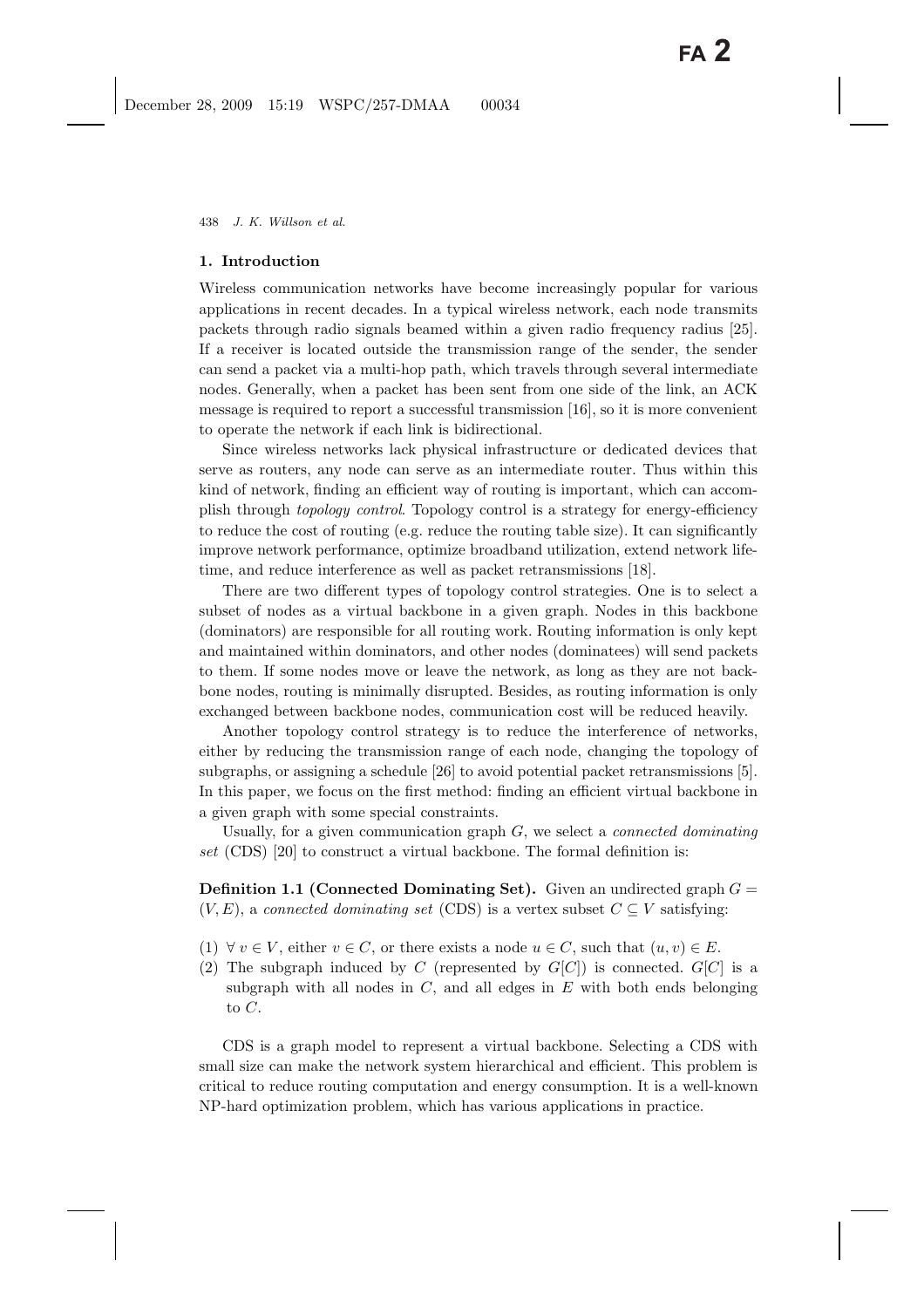## 1. Introduction

Wireless communication networks have become increasingly popular for various applications in recent decades. In a typical wireless network, each node transmits packets through radio signals beamed within a given radio frequency radius [25]. If a receiver is located outside the transmission range of the sender, the sender can send a packet via a multi-hop path, which travels through several intermediate nodes. Generally, when a packet has been sent from one side of the link, an ACK message is required to report a successful transmission [16], so it is more convenient to operate the network if each link is bidirectional.

Since wireless networks lack physical infrastructure or dedicated devices that serve as routers, any node can serve as an intermediate router. Thus within this kind of network, finding an efficient way of routing is important, which can accomplish through *topology control*. Topology control is a strategy for energy-efficiency to reduce the cost of routing (e.g. reduce the routing table size). It can significantly improve network performance, optimize broadband utilization, extend network lifetime, and reduce interference as well as packet retransmissions [18].

There are two different types of topology control strategies. One is to select a subset of nodes as a virtual backbone in a given graph. Nodes in this backbone (dominators) are responsible for all routing work. Routing information is only kept and maintained within dominators, and other nodes (dominatees) will send packets to them. If some nodes move or leave the network, as long as they are not backbone nodes, routing is minimally disrupted. Besides, as routing information is only exchanged between backbone nodes, communication cost will be reduced heavily.

Another topology control strategy is to reduce the interference of networks, either by reducing the transmission range of each node, changing the topology of subgraphs, or assigning a schedule [26] to avoid potential packet retransmissions [5]. In this paper, we focus on the first method: finding an efficient virtual backbone in a given graph with some special constraints.

Usually, for a given communication graph $G$, we select a *connected dominating set* (CDS) [20] to construct a virtual backbone. The formal definition is:

**Definition 1.1 (Connected Dominating Set).** Given an undirected graph $G = (V, E)$, a *connected dominating set* (CDS) is a vertex subset $C \subseteq V$ satisfying:

(1) $\forall\, v \in V$, either $v \in C$, or there exists a node $u \in C$, such that $(u, v) \in E$.
(2) The subgraph induced by $C$ (represented by $G[C]$) is connected. $G[C]$ is a subgraph with all nodes in $C$, and all edges in $E$ with both ends belonging to $C$.

CDS is a graph model to represent a virtual backbone. Selecting a CDS with small size can make the network system hierarchical and efficient. This problem is critical to reduce routing computation and energy consumption. It is a well-known NP-hard optimization problem, which has various applications in practice.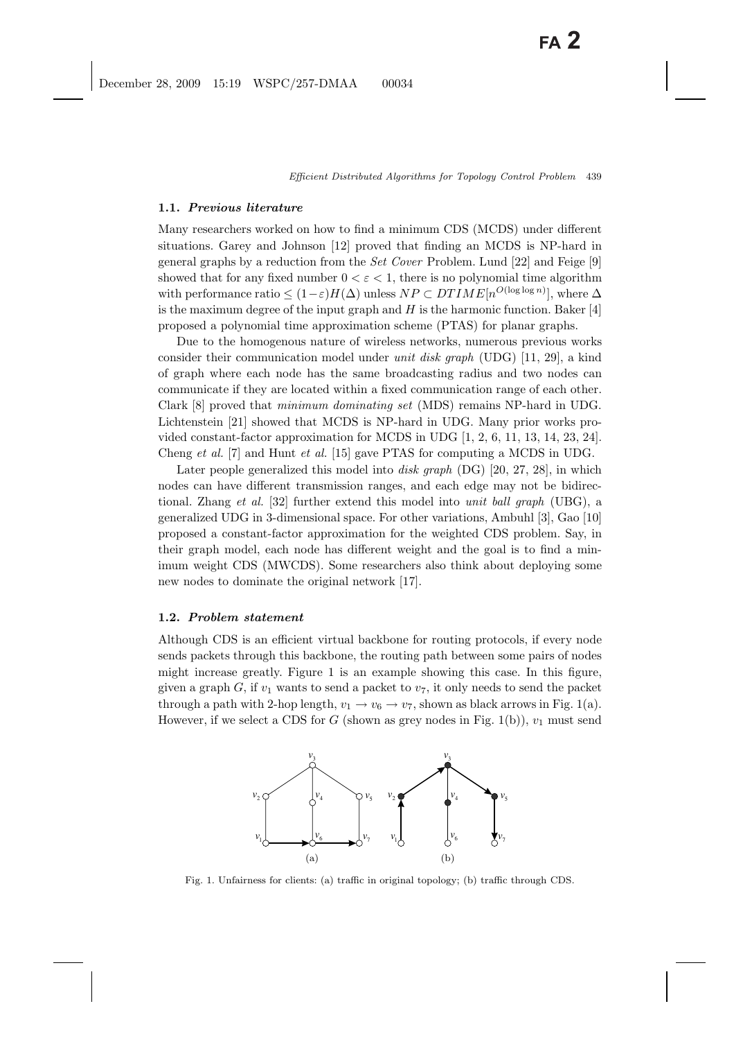### 1.1. *Previous literature*

Many researchers worked on how to find a minimum CDS (MCDS) under different situations. Garey and Johnson [12] proved that finding an MCDS is NP-hard in general graphs by a reduction from the *Set Cover* Problem. Lund [22] and Feige [9] showed that for any fixed number $0 < \varepsilon < 1$, there is no polynomial time algorithm with performance ratio $\leq (1-\varepsilon)H(\Delta)$ unless $NP \subset DTIME[n^{O(\log \log n)}]$, where $\Delta$ is the maximum degree of the input graph and $H$ is the harmonic function. Baker [4] proposed a polynomial time approximation scheme (PTAS) for planar graphs.

Due to the homogenous nature of wireless networks, numerous previous works consider their communication model under *unit disk graph* (UDG) [11, 29], a kind of graph where each node has the same broadcasting radius and two nodes can communicate if they are located within a fixed communication range of each other. Clark [8] proved that *minimum dominating set* (MDS) remains NP-hard in UDG. Lichtenstein [21] showed that MCDS is NP-hard in UDG. Many prior works provided constant-factor approximation for MCDS in UDG [1, 2, 6, 11, 13, 14, 23, 24]. Cheng *et al.* [7] and Hunt *et al.* [15] gave PTAS for computing a MCDS in UDG.

Later people generalized this model into *disk graph* (DG) [20, 27, 28], in which nodes can have different transmission ranges, and each edge may not be bidirectional. Zhang *et al.* [32] further extend this model into *unit ball graph* (UBG), a generalized UDG in 3-dimensional space. For other variations, Ambuhl [3], Gao [10] proposed a constant-factor approximation for the weighted CDS problem. Say, in their graph model, each node has different weight and the goal is to find a minimum weight CDS (MWCDS). Some researchers also think about deploying some new nodes to dominate the original network [17].

### 1.2. *Problem statement*

Although CDS is an efficient virtual backbone for routing protocols, if every node sends packets through this backbone, the routing path between some pairs of nodes might increase greatly. Figure 1 is an example showing this case. In this figure, given a graph $G$, if $v_1$ wants to send a packet to $v_7$, it only needs to send the packet through a path with 2-hop length, $v_1 \rightarrow v_6 \rightarrow v_7$, shown as black arrows in Fig. 1(a). However, if we select a CDS for $G$ (shown as grey nodes in Fig. 1(b)), $v_1$ must send

Fig. 1. Unfairness for clients: (a) traffic in original topology; (b) traffic through CDS.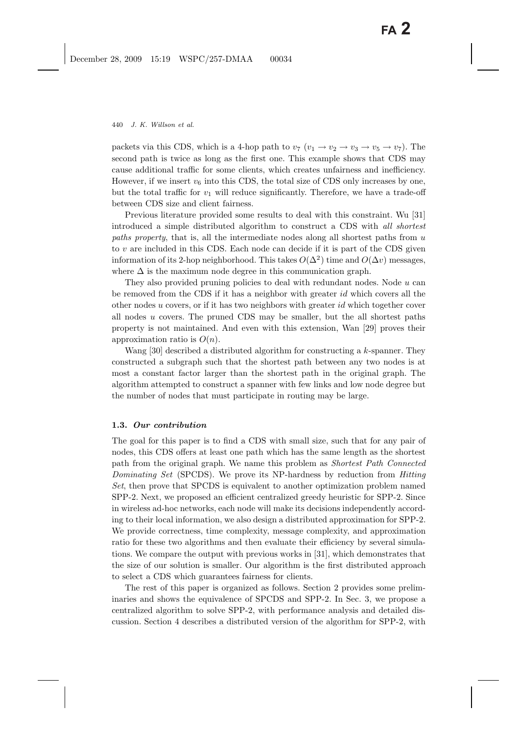packets via this CDS, which is a 4-hop path to $v_7$ ($v_1 \to v_2 \to v_3 \to v_5 \to v_7$). The second path is twice as long as the first one. This example shows that CDS may cause additional traffic for some clients, which creates unfairness and inefficiency. However, if we insert $v_6$ into this CDS, the total size of CDS only increases by one, but the total traffic for $v_1$ will reduce significantly. Therefore, we have a trade-off between CDS size and client fairness.

Previous literature provided some results to deal with this constraint. Wu [31] introduced a simple distributed algorithm to construct a CDS with *all shortest paths property*, that is, all the intermediate nodes along all shortest paths from $u$ to $v$ are included in this CDS. Each node can decide if it is part of the CDS given information of its 2-hop neighborhood. This takes $O(\Delta^2)$ time and $O(\Delta v)$ messages, where $\Delta$ is the maximum node degree in this communication graph.

They also provided pruning policies to deal with redundant nodes. Node $u$ can be removed from the CDS if it has a neighbor with greater *id* which covers all the other nodes $u$ covers, or if it has two neighbors with greater *id* which together cover all nodes $u$ covers. The pruned CDS may be smaller, but the all shortest paths property is not maintained. And even with this extension, Wan [29] proves their approximation ratio is $O(n)$.

Wang [30] described a distributed algorithm for constructing a $k$-spanner. They constructed a subgraph such that the shortest path between any two nodes is at most a constant factor larger than the shortest path in the original graph. The algorithm attempted to construct a spanner with few links and low node degree but the number of nodes that must participate in routing may be large.

### 1.3. *Our contribution*

The goal for this paper is to find a CDS with small size, such that for any pair of nodes, this CDS offers at least one path which has the same length as the shortest path from the original graph. We name this problem as *Shortest Path Connected Dominating Set* (SPCDS). We prove its NP-hardness by reduction from *Hitting Set*, then prove that SPCDS is equivalent to another optimization problem named SPP-2. Next, we proposed an efficient centralized greedy heuristic for SPP-2. Since in wireless ad-hoc networks, each node will make its decisions independently according to their local information, we also design a distributed approximation for SPP-2. We provide correctness, time complexity, message complexity, and approximation ratio for these two algorithms and then evaluate their efficiency by several simulations. We compare the output with previous works in [31], which demonstrates that the size of our solution is smaller. Our algorithm is the first distributed approach to select a CDS which guarantees fairness for clients.

The rest of this paper is organized as follows. Section 2 provides some preliminaries and shows the equivalence of SPCDS and SPP-2. In Sec. 3, we propose a centralized algorithm to solve SPP-2, with performance analysis and detailed discussion. Section 4 describes a distributed version of the algorithm for SPP-2, with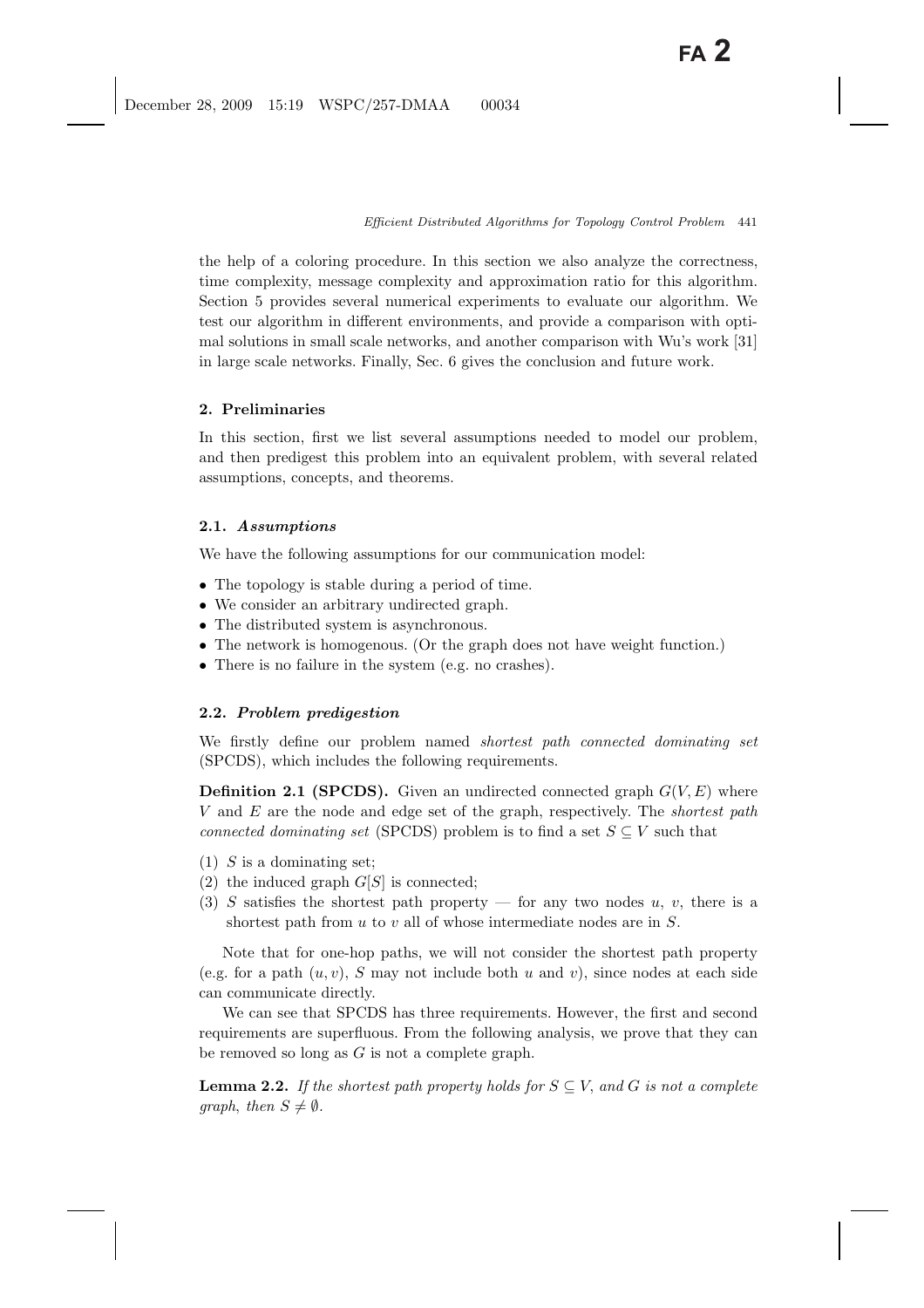the help of a coloring procedure. In this section we also analyze the correctness, time complexity, message complexity and approximation ratio for this algorithm. Section 5 provides several numerical experiments to evaluate our algorithm. We test our algorithm in different environments, and provide a comparison with optimal solutions in small scale networks, and another comparison with Wu's work [31] in large scale networks. Finally, Sec. 6 gives the conclusion and future work.

## 2. Preliminaries

In this section, first we list several assumptions needed to model our problem, and then predigest this problem into an equivalent problem, with several related assumptions, concepts, and theorems.

### 2.1. *Assumptions*

We have the following assumptions for our communication model:

- The topology is stable during a period of time.
- We consider an arbitrary undirected graph.
- The distributed system is asynchronous.
- The network is homogenous. (Or the graph does not have weight function.)
- There is no failure in the system (e.g. no crashes).

### 2.2. *Problem predigestion*

We firstly define our problem named *shortest path connected dominating set* (SPCDS), which includes the following requirements.

**Definition 2.1 (SPCDS).** Given an undirected connected graph $G(V, E)$ where $V$ and $E$ are the node and edge set of the graph, respectively. The *shortest path connected dominating set* (SPCDS) problem is to find a set $S \subseteq V$ such that

(1) $S$ is a dominating set;
(2) the induced graph $G[S]$ is connected;
(3) $S$ satisfies the shortest path property — for any two nodes $u$, $v$, there is a shortest path from $u$ to $v$ all of whose intermediate nodes are in $S$.

Note that for one-hop paths, we will not consider the shortest path property (e.g. for a path $(u, v)$, $S$ may not include both $u$ and $v$), since nodes at each side can communicate directly.

We can see that SPCDS has three requirements. However, the first and second requirements are superfluous. From the following analysis, we prove that they can be removed so long as $G$ is not a complete graph.

**Lemma 2.2.** *If the shortest path property holds for $S \subseteq V$, and $G$ is not a complete graph, then $S \neq \emptyset$.*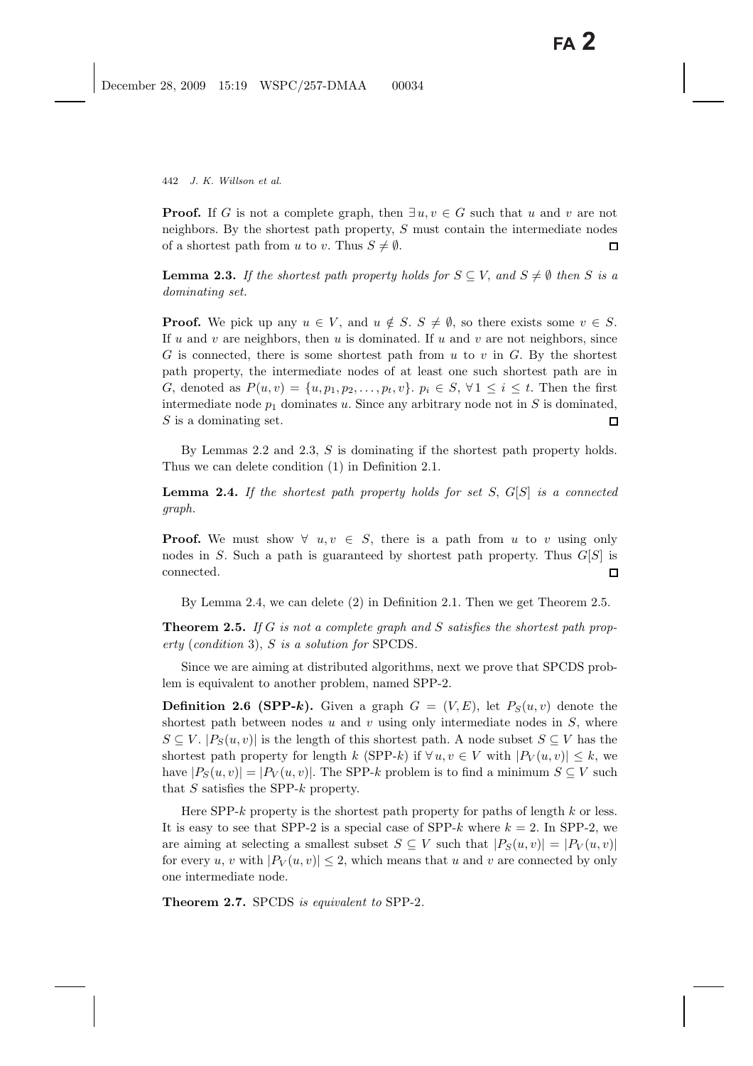**Proof.** If $G$ is not a complete graph, then $\exists\, u, v \in G$ such that $u$ and $v$ are not neighbors. By the shortest path property, $S$ must contain the intermediate nodes of a shortest path from $u$ to $v$. Thus $S \neq \emptyset$. □

**Lemma 2.3.** *If the shortest path property holds for $S \subseteq V$, and $S \neq \emptyset$ then $S$ is a dominating set.*

**Proof.** We pick up any $u \in V$, and $u \notin S$. $S \neq \emptyset$, so there exists some $v \in S$. If $u$ and $v$ are neighbors, then $u$ is dominated. If $u$ and $v$ are not neighbors, since $G$ is connected, there is some shortest path from $u$ to $v$ in $G$. By the shortest path property, the intermediate nodes of at least one such shortest path are in $G$, denoted as $P(u, v) = \{u, p_1, p_2, \ldots, p_t, v\}$. $p_i \in S$, $\forall\, 1 \leq i \leq t$. Then the first intermediate node $p_1$ dominates $u$. Since any arbitrary node not in $S$ is dominated, $S$ is a dominating set. □

By Lemmas 2.2 and 2.3, $S$ is dominating if the shortest path property holds. Thus we can delete condition (1) in Definition 2.1.

**Lemma 2.4.** *If the shortest path property holds for set $S$, $G[S]$ is a connected graph.*

**Proof.** We must show $\forall\ u, v \in S$, there is a path from $u$ to $v$ using only nodes in $S$. Such a path is guaranteed by shortest path property. Thus $G[S]$ is connected. □

By Lemma 2.4, we can delete (2) in Definition 2.1. Then we get Theorem 2.5.

**Theorem 2.5.** *If $G$ is not a complete graph and $S$ satisfies the shortest path property* (*condition* 3), *$S$ is a solution for* SPCDS.

Since we are aiming at distributed algorithms, next we prove that SPCDS problem is equivalent to another problem, named SPP-2.

**Definition 2.6 (SPP-$k$).** Given a graph $G = (V, E)$, let $P_S(u, v)$ denote the shortest path between nodes $u$ and $v$ using only intermediate nodes in $S$, where $S \subseteq V$. $|P_S(u, v)|$ is the length of this shortest path. A node subset $S \subseteq V$ has the shortest path property for length $k$ (SPP-$k$) if $\forall\, u, v \in V$ with $|P_V(u, v)| \leq k$, we have $|P_S(u, v)| = |P_V(u, v)|$. The SPP-$k$ problem is to find a minimum $S \subseteq V$ such that $S$ satisfies the SPP-$k$ property.

Here SPP-$k$ property is the shortest path property for paths of length $k$ or less. It is easy to see that SPP-2 is a special case of SPP-$k$ where $k = 2$. In SPP-2, we are aiming at selecting a smallest subset $S \subseteq V$ such that $|P_S(u, v)| = |P_V(u, v)|$ for every $u$, $v$ with $|P_V(u, v)| \leq 2$, which means that $u$ and $v$ are connected by only one intermediate node.

**Theorem 2.7.** SPCDS *is equivalent to* SPP-2.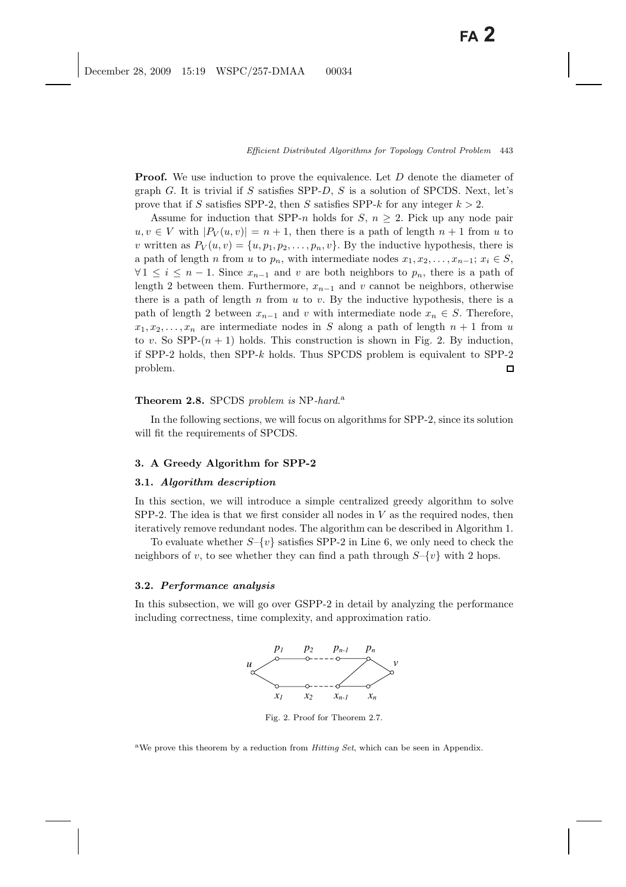**Proof.** We use induction to prove the equivalence. Let $D$ denote the diameter of graph $G$. It is trivial if $S$ satisfies SPP-$D$, $S$ is a solution of SPCDS. Next, let's prove that if $S$ satisfies SPP-2, then $S$ satisfies SPP-$k$ for any integer $k > 2$.

Assume for induction that SPP-$n$ holds for $S$, $n \geq 2$. Pick up any node pair $u, v \in V$ with $|P_V(u,v)| = n+1$, then there is a path of length $n+1$ from $u$ to $v$ written as $P_V(u,v) = \{u, p_1, p_2, \ldots, p_n, v\}$. By the inductive hypothesis, there is a path of length $n$ from $u$ to $p_n$, with intermediate nodes $x_1, x_2, \ldots, x_{n-1}$; $x_i \in S$, $\forall\, 1 \leq i \leq n-1$. Since $x_{n-1}$ and $v$ are both neighbors to $p_n$, there is a path of length 2 between them. Furthermore, $x_{n-1}$ and $v$ cannot be neighbors, otherwise there is a path of length $n$ from $u$ to $v$. By the inductive hypothesis, there is a path of length 2 between $x_{n-1}$ and $v$ with intermediate node $x_n \in S$. Therefore, $x_1, x_2, \ldots, x_n$ are intermediate nodes in $S$ along a path of length $n+1$ from $u$ to $v$. So SPP-$(n+1)$ holds. This construction is shown in Fig. 2. By induction, if SPP-2 holds, then SPP-$k$ holds. Thus SPCDS problem is equivalent to SPP-2 problem. □

**Theorem 2.8.** *SPCDS problem is NP-hard.*[a]

In the following sections, we will focus on algorithms for SPP-2, since its solution will fit the requirements of SPCDS.

## 3. A Greedy Algorithm for SPP-2

### 3.1. *Algorithm description*

In this section, we will introduce a simple centralized greedy algorithm to solve SPP-2. The idea is that we first consider all nodes in $V$ as the required nodes, then iteratively remove redundant nodes. The algorithm can be described in Algorithm 1.

To evaluate whether $S$–$\{v\}$ satisfies SPP-2 in Line 6, we only need to check the neighbors of $v$, to see whether they can find a path through $S$–$\{v\}$ with 2 hops.

### 3.2. *Performance analysis*

In this subsection, we will go over GSPP-2 in detail by analyzing the performance including correctness, time complexity, and approximation ratio.

Fig. 2. Proof for Theorem 2.7.

[a] We prove this theorem by a reduction from *Hitting Set*, which can be seen in Appendix.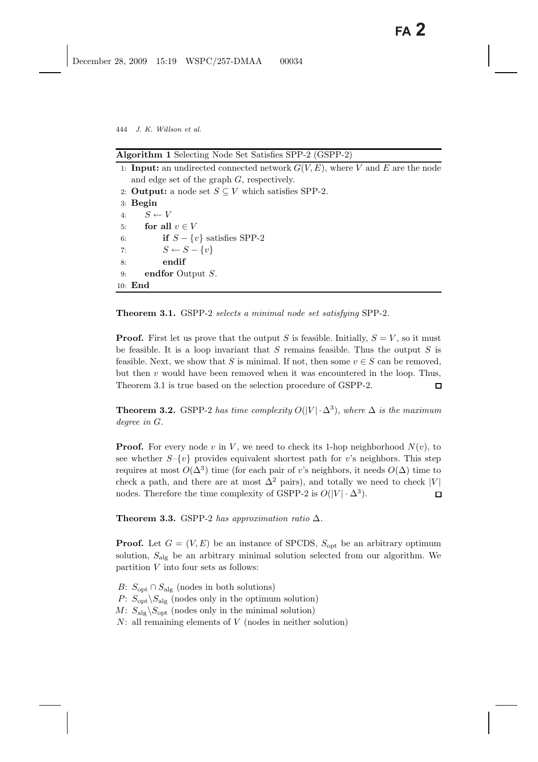**Algorithm 1** Selecting Node Set Satisfies SPP-2 (GSPP-2)

```
1: Input: an undirected connected network G(V, E), where V and E are the node
   and edge set of the graph G, respectively.
2: Output: a node set S ⊆ V which satisfies SPP-2.
3: Begin
4:    S ← V
5:    for all v ∈ V
6:        if S − {v} satisfies SPP-2
7:        S ← S − {v}
8:        endif
9:    endfor Output S.
10: End
```

**Theorem 3.1.** GSPP-2 *selects a minimal node set satisfying* SPP-2*.*

**Proof.** First let us prove that the output $S$ is feasible. Initially, $S = V$, so it must be feasible. It is a loop invariant that $S$ remains feasible. Thus the output $S$ is feasible. Next, we show that $S$ is minimal. If not, then some $v \in S$ can be removed, but then $v$ would have been removed when it was encountered in the loop. Thus, Theorem 3.1 is true based on the selection procedure of GSPP-2. □

**Theorem 3.2.** GSPP-2 *has time complexity* $O(|V| \cdot \Delta^3)$*, where* $\Delta$ *is the maximum degree in* $G$*.*

**Proof.** For every node $v$ in $V$, we need to check its 1-hop neighborhood $N(v)$, to see whether $S$–$\{v\}$ provides equivalent shortest path for $v$'s neighbors. This step requires at most $O(\Delta^3)$ time (for each pair of $v$'s neighbors, it needs $O(\Delta)$ time to check a path, and there are at most $\Delta^2$ pairs), and totally we need to check $|V|$ nodes. Therefore the time complexity of GSPP-2 is $O(|V| \cdot \Delta^3)$. □

**Theorem 3.3.** GSPP-2 *has approximation ratio* $\Delta$*.*

**Proof.** Let $G = (V, E)$ be an instance of SPCDS, $S_{\text{opt}}$ be an arbitrary optimum solution, $S_{\text{alg}}$ be an arbitrary minimal solution selected from our algorithm. We partition $V$ into four sets as follows:

$B$: $S_{\text{opt}} \cap S_{\text{alg}}$ (nodes in both solutions)
$P$: $S_{\text{opt}} \backslash S_{\text{alg}}$ (nodes only in the optimum solution)
$M$: $S_{\text{alg}} \backslash S_{\text{opt}}$ (nodes only in the minimal solution)
$N$: all remaining elements of $V$ (nodes in neither solution)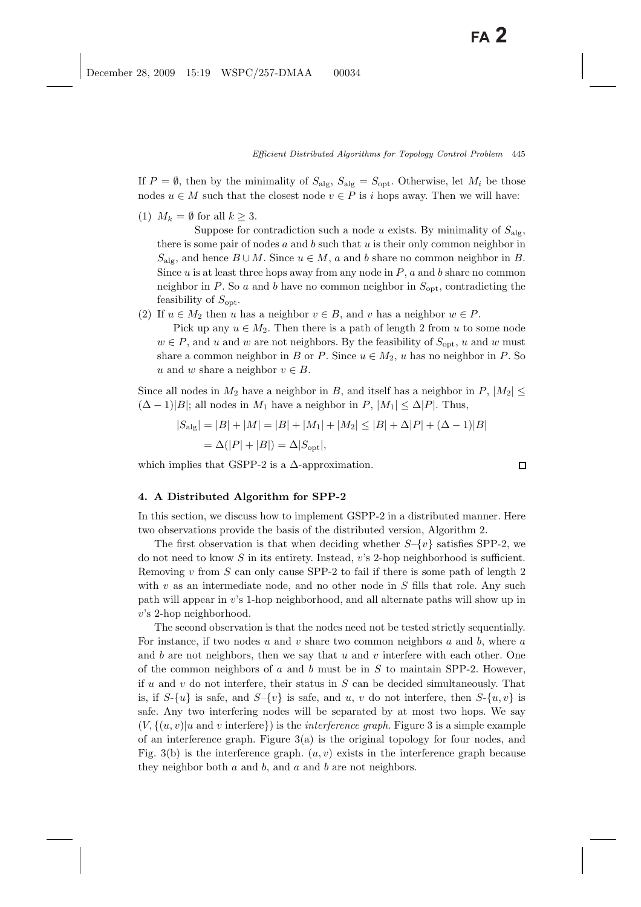If $P = \emptyset$, then by the minimality of $S_{\text{alg}}$, $S_{\text{alg}} = S_{\text{opt}}$. Otherwise, let $M_i$ be those nodes $u \in M$ such that the closest node $v \in P$ is $i$ hops away. Then we will have:

(1) $M_k = \emptyset$ for all $k \geq 3$.

Suppose for contradiction such a node $u$ exists. By minimality of $S_{\text{alg}}$, there is some pair of nodes $a$ and $b$ such that $u$ is their only common neighbor in $S_{\text{alg}}$, and hence $B \cup M$. Since $u \in M$, $a$ and $b$ share no common neighbor in $B$. Since $u$ is at least three hops away from any node in $P$, $a$ and $b$ share no common neighbor in $P$. So $a$ and $b$ have no common neighbor in $S_{\text{opt}}$, contradicting the feasibility of $S_{\text{opt}}$.

(2) If $u \in M_2$ then $u$ has a neighbor $v \in B$, and $v$ has a neighbor $w \in P$.

Pick up any $u \in M_2$. Then there is a path of length 2 from $u$ to some node $w \in P$, and $u$ and $w$ are not neighbors. By the feasibility of $S_{\text{opt}}$, $u$ and $w$ must share a common neighbor in $B$ or $P$. Since $u \in M_2$, $u$ has no neighbor in $P$. So $u$ and $w$ share a neighbor $v \in B$.

Since all nodes in $M_2$ have a neighbor in $B$, and itself has a neighbor in $P$, $|M_2| \leq (\Delta - 1)|B|$; all nodes in $M_1$ have a neighbor in $P$, $|M_1| \leq \Delta|P|$. Thus,

$$|S_{\text{alg}}| = |B| + |M| = |B| + |M_1| + |M_2| \leq |B| + \Delta|P| + (\Delta - 1)|B|$$
$$= \Delta(|P| + |B|) = \Delta|S_{\text{opt}}|,$$

which implies that GSPP-2 is a $\Delta$-approximation. □

### 4. A Distributed Algorithm for SPP-2

In this section, we discuss how to implement GSPP-2 in a distributed manner. Here two observations provide the basis of the distributed version, Algorithm 2.

The first observation is that when deciding whether $S$–$\{v\}$ satisfies SPP-2, we do not need to know $S$ in its entirety. Instead, $v$'s 2-hop neighborhood is sufficient. Removing $v$ from $S$ can only cause SPP-2 to fail if there is some path of length 2 with $v$ as an intermediate node, and no other node in $S$ fills that role. Any such path will appear in $v$'s 1-hop neighborhood, and all alternate paths will show up in $v$'s 2-hop neighborhood.

The second observation is that the nodes need not be tested strictly sequentially. For instance, if two nodes $u$ and $v$ share two common neighbors $a$ and $b$, where $a$ and $b$ are not neighbors, then we say that $u$ and $v$ interfere with each other. One of the common neighbors of $a$ and $b$ must be in $S$ to maintain SPP-2. However, if $u$ and $v$ do not interfere, their status in $S$ can be decided simultaneously. That is, if $S$-$\{u\}$ is safe, and $S$–$\{v\}$ is safe, and $u$, $v$ do not interfere, then $S$-$\{u, v\}$ is safe. Any two interfering nodes will be separated by at most two hops. We say $(V, \{(u, v)|u \text{ and } v \text{ interfere}\})$ is the *interference graph*. Figure 3 is a simple example of an interference graph. Figure 3(a) is the original topology for four nodes, and Fig. 3(b) is the interference graph. $(u, v)$ exists in the interference graph because they neighbor both $a$ and $b$, and $a$ and $b$ are not neighbors.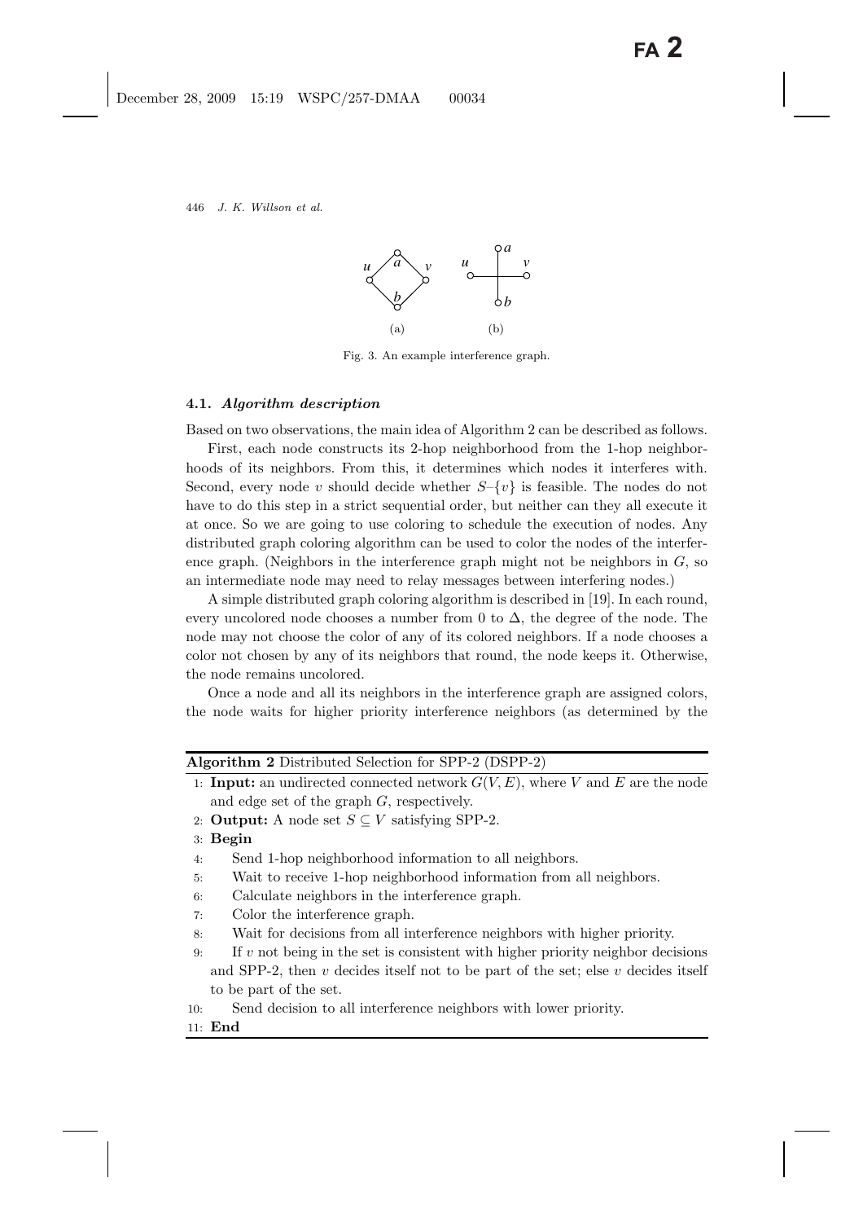Fig. 3. An example interference graph.

### 4.1. *Algorithm description*

Based on two observations, the main idea of Algorithm 2 can be described as follows.

First, each node constructs its 2-hop neighborhood from the 1-hop neighborhoods of its neighbors. From this, it determines which nodes it interferes with. Second, every node $v$ should decide whether $S–\{v\}$ is feasible. The nodes do not have to do this step in a strict sequential order, but neither can they all execute it at once. So we are going to use coloring to schedule the execution of nodes. Any distributed graph coloring algorithm can be used to color the nodes of the interference graph. (Neighbors in the interference graph might not be neighbors in $G$, so an intermediate node may need to relay messages between interfering nodes.)

A simple distributed graph coloring algorithm is described in [19]. In each round, every uncolored node chooses a number from 0 to $\Delta$, the degree of the node. The node may not choose the color of any of its colored neighbors. If a node chooses a color not chosen by any of its neighbors that round, the node keeps it. Otherwise, the node remains uncolored.

Once a node and all its neighbors in the interference graph are assigned colors, the node waits for higher priority interference neighbors (as determined by the

**Algorithm 2** Distributed Selection for SPP-2 (DSPP-2)

1: **Input:** an undirected connected network $G(V, E)$, where $V$ and $E$ are the node and edge set of the graph $G$, respectively.
2: **Output:** A node set $S \subseteq V$ satisfying SPP-2.
3: **Begin**
4: Send 1-hop neighborhood information to all neighbors.
5: Wait to receive 1-hop neighborhood information from all neighbors.
6: Calculate neighbors in the interference graph.
7: Color the interference graph.
8: Wait for decisions from all interference neighbors with higher priority.
9: If $v$ not being in the set is consistent with higher priority neighbor decisions and SPP-2, then $v$ decides itself not to be part of the set; else $v$ decides itself to be part of the set.
10: Send decision to all interference neighbors with lower priority.
11: **End**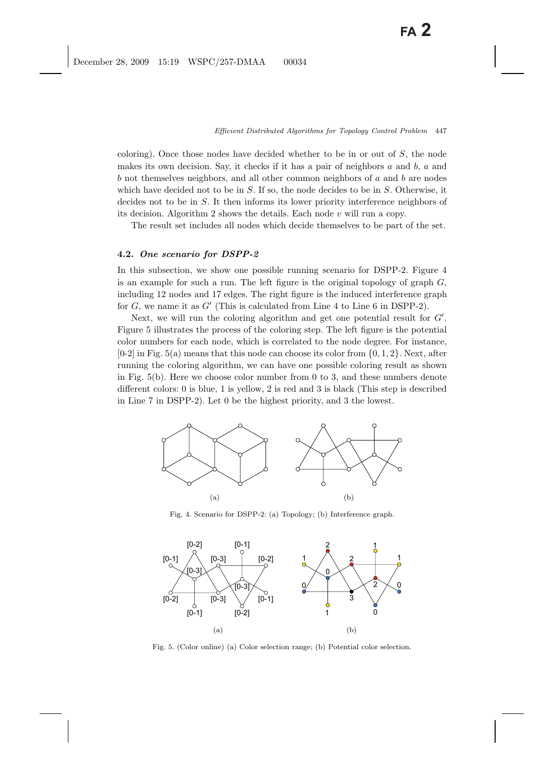coloring). Once those nodes have decided whether to be in or out of $S$, the node makes its own decision. Say, it checks if it has a pair of neighbors $a$ and $b$, $a$ and $b$ not themselves neighbors, and all other common neighbors of $a$ and $b$ are nodes which have decided not to be in $S$. If so, the node decides to be in $S$. Otherwise, it decides not to be in $S$. It then informs its lower priority interference neighbors of its decision. Algorithm 2 shows the details. Each node $v$ will run a copy.

The result set includes all nodes which decide themselves to be part of the set.

### 4.2. *One scenario for DSPP-2*

In this subsection, we show one possible running scenario for DSPP-2. Figure 4 is an example for such a run. The left figure is the original topology of graph $G$, including 12 nodes and 17 edges. The right figure is the induced interference graph for $G$, we name it as $G'$ (This is calculated from Line 4 to Line 6 in DSPP-2).

Next, we will run the coloring algorithm and get one potential result for $G'$. Figure 5 illustrates the process of the coloring step. The left figure is the potential color numbers for each node, which is correlated to the node degree. For instance, [0-2] in Fig. 5(a) means that this node can choose its color from $\{0, 1, 2\}$. Next, after running the coloring algorithm, we can have one possible coloring result as shown in Fig. 5(b). Here we choose color number from 0 to 3, and these numbers denote different colors: 0 is blue, 1 is yellow, 2 is red and 3 is black (This step is described in Line 7 in DSPP-2). Let 0 be the highest priority, and 3 the lowest.

Fig. 4. Scenario for DSPP-2: (a) Topology; (b) Interference graph.

Fig. 5. (Color online) (a) Color selection range; (b) Potential color selection.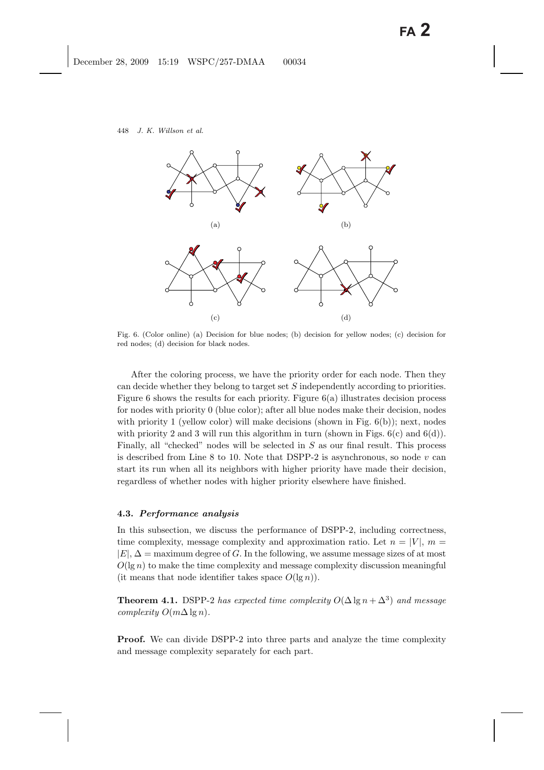Fig. 6. (Color online) (a) Decision for blue nodes; (b) decision for yellow nodes; (c) decision for red nodes; (d) decision for black nodes.

After the coloring process, we have the priority order for each node. Then they can decide whether they belong to target set $S$ independently according to priorities. Figure 6 shows the results for each priority. Figure 6(a) illustrates decision process for nodes with priority 0 (blue color); after all blue nodes make their decision, nodes with priority 1 (yellow color) will make decisions (shown in Fig. 6(b)); next, nodes with priority 2 and 3 will run this algorithm in turn (shown in Figs. 6(c) and 6(d)). Finally, all "checked" nodes will be selected in $S$ as our final result. This process is described from Line 8 to 10. Note that DSPP-2 is asynchronous, so node $v$ can start its run when all its neighbors with higher priority have made their decision, regardless of whether nodes with higher priority elsewhere have finished.

### 4.3. *Performance analysis*

In this subsection, we discuss the performance of DSPP-2, including correctness, time complexity, message complexity and approximation ratio. Let $n = |V|$, $m = |E|$, $\Delta =$ maximum degree of $G$. In the following, we assume message sizes of at most $O(\lg n)$ to make the time complexity and message complexity discussion meaningful (it means that node identifier takes space $O(\lg n)$).

**Theorem 4.1.** DSPP-2 *has expected time complexity* $O(\Delta \lg n + \Delta^3)$ *and message complexity* $O(m\Delta \lg n)$.

**Proof.** We can divide DSPP-2 into three parts and analyze the time complexity and message complexity separately for each part.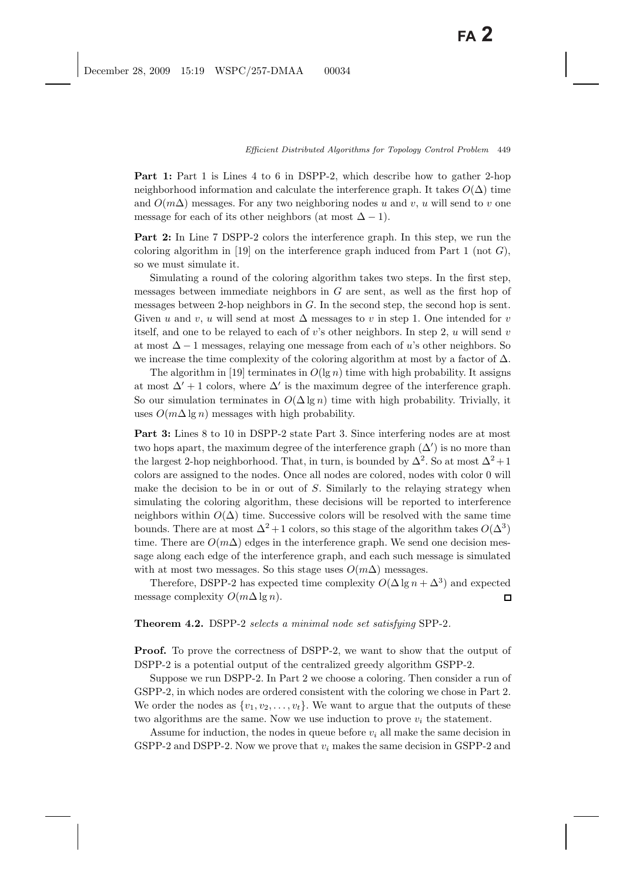**Part 1:** Part 1 is Lines 4 to 6 in DSPP-2, which describe how to gather 2-hop neighborhood information and calculate the interference graph. It takes $O(\Delta)$ time and $O(m\Delta)$ messages. For any two neighboring nodes $u$ and $v$, $u$ will send to $v$ one message for each of its other neighbors (at most $\Delta - 1$).

**Part 2:** In Line 7 DSPP-2 colors the interference graph. In this step, we run the coloring algorithm in [19] on the interference graph induced from Part 1 (not $G$), so we must simulate it.

Simulating a round of the coloring algorithm takes two steps. In the first step, messages between immediate neighbors in $G$ are sent, as well as the first hop of messages between 2-hop neighbors in $G$. In the second step, the second hop is sent. Given $u$ and $v$, $u$ will send at most $\Delta$ messages to $v$ in step 1. One intended for $v$ itself, and one to be relayed to each of $v$'s other neighbors. In step 2, $u$ will send $v$ at most $\Delta - 1$ messages, relaying one message from each of $u$'s other neighbors. So we increase the time complexity of the coloring algorithm at most by a factor of $\Delta$.

The algorithm in [19] terminates in $O(\lg n)$ time with high probability. It assigns at most $\Delta' + 1$ colors, where $\Delta'$ is the maximum degree of the interference graph. So our simulation terminates in $O(\Delta \lg n)$ time with high probability. Trivially, it uses $O(m\Delta \lg n)$ messages with high probability.

**Part 3:** Lines 8 to 10 in DSPP-2 state Part 3. Since interfering nodes are at most two hops apart, the maximum degree of the interference graph ($\Delta'$) is no more than the largest 2-hop neighborhood. That, in turn, is bounded by $\Delta^2$. So at most $\Delta^2 + 1$ colors are assigned to the nodes. Once all nodes are colored, nodes with color 0 will make the decision to be in or out of $S$. Similarly to the relaying strategy when simulating the coloring algorithm, these decisions will be reported to interference neighbors within $O(\Delta)$ time. Successive colors will be resolved with the same time bounds. There are at most $\Delta^2 + 1$ colors, so this stage of the algorithm takes $O(\Delta^3)$ time. There are $O(m\Delta)$ edges in the interference graph. We send one decision message along each edge of the interference graph, and each such message is simulated with at most two messages. So this stage uses $O(m\Delta)$ messages.

Therefore, DSPP-2 has expected time complexity $O(\Delta \lg n + \Delta^3)$ and expected message complexity $O(m\Delta \lg n)$. □

**Theorem 4.2.** DSPP-2 *selects a minimal node set satisfying* SPP-2.

**Proof.** To prove the correctness of DSPP-2, we want to show that the output of DSPP-2 is a potential output of the centralized greedy algorithm GSPP-2.

Suppose we run DSPP-2. In Part 2 we choose a coloring. Then consider a run of GSPP-2, in which nodes are ordered consistent with the coloring we chose in Part 2. We order the nodes as $\{v_1, v_2, \ldots, v_t\}$. We want to argue that the outputs of these two algorithms are the same. Now we use induction to prove $v_i$ the statement.

Assume for induction, the nodes in queue before $v_i$ all make the same decision in GSPP-2 and DSPP-2. Now we prove that $v_i$ makes the same decision in GSPP-2 and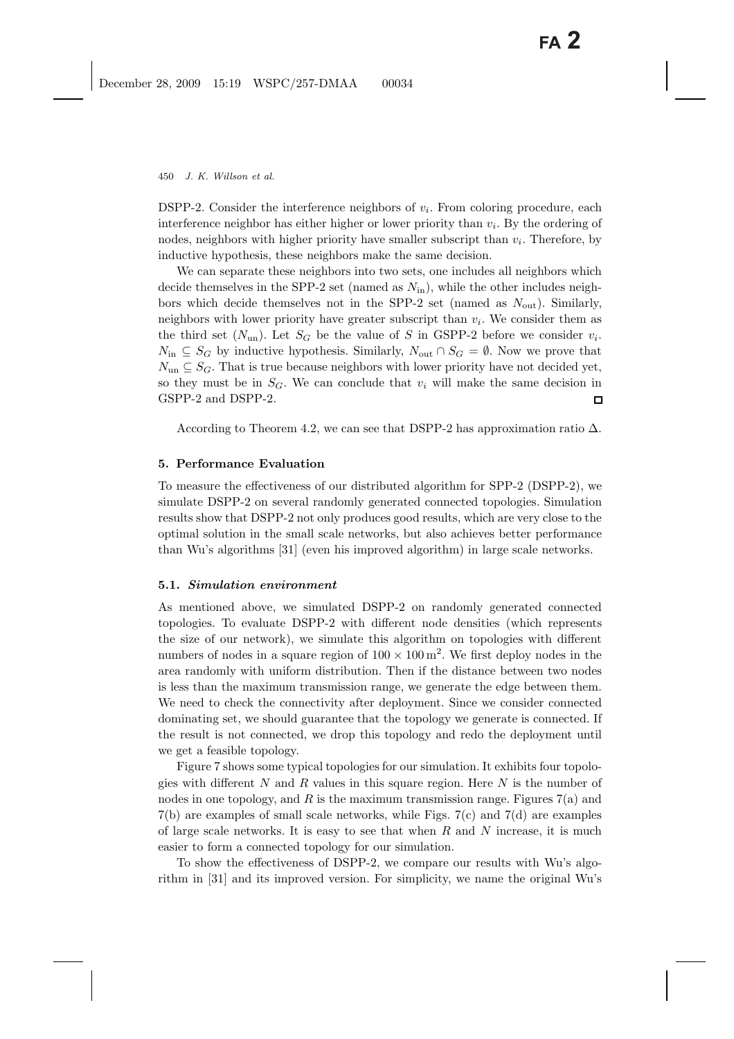DSPP-2. Consider the interference neighbors of $v_i$. From coloring procedure, each interference neighbor has either higher or lower priority than $v_i$. By the ordering of nodes, neighbors with higher priority have smaller subscript than $v_i$. Therefore, by inductive hypothesis, these neighbors make the same decision.

We can separate these neighbors into two sets, one includes all neighbors which decide themselves in the SPP-2 set (named as $N_{\text{in}}$), while the other includes neighbors which decide themselves not in the SPP-2 set (named as $N_{\text{out}}$). Similarly, neighbors with lower priority have greater subscript than $v_i$. We consider them as the third set ($N_{\text{un}}$). Let $S_G$ be the value of $S$ in GSPP-2 before we consider $v_i$. $N_{\text{in}} \subseteq S_G$ by inductive hypothesis. Similarly, $N_{\text{out}} \cap S_G = \emptyset$. Now we prove that $N_{\text{un}} \subseteq S_G$. That is true because neighbors with lower priority have not decided yet, so they must be in $S_G$. We can conclude that $v_i$ will make the same decision in GSPP-2 and DSPP-2. □

According to Theorem 4.2, we can see that DSPP-2 has approximation ratio $\Delta$.

## 5. Performance Evaluation

To measure the effectiveness of our distributed algorithm for SPP-2 (DSPP-2), we simulate DSPP-2 on several randomly generated connected topologies. Simulation results show that DSPP-2 not only produces good results, which are very close to the optimal solution in the small scale networks, but also achieves better performance than Wu's algorithms [31] (even his improved algorithm) in large scale networks.

### 5.1. *Simulation environment*

As mentioned above, we simulated DSPP-2 on randomly generated connected topologies. To evaluate DSPP-2 with different node densities (which represents the size of our network), we simulate this algorithm on topologies with different numbers of nodes in a square region of $100 \times 100\,\text{m}^2$. We first deploy nodes in the area randomly with uniform distribution. Then if the distance between two nodes is less than the maximum transmission range, we generate the edge between them. We need to check the connectivity after deployment. Since we consider connected dominating set, we should guarantee that the topology we generate is connected. If the result is not connected, we drop this topology and redo the deployment until we get a feasible topology.

Figure 7 shows some typical topologies for our simulation. It exhibits four topologies with different $N$ and $R$ values in this square region. Here $N$ is the number of nodes in one topology, and $R$ is the maximum transmission range. Figures 7(a) and 7(b) are examples of small scale networks, while Figs. 7(c) and 7(d) are examples of large scale networks. It is easy to see that when $R$ and $N$ increase, it is much easier to form a connected topology for our simulation.

To show the effectiveness of DSPP-2, we compare our results with Wu's algorithm in [31] and its improved version. For simplicity, we name the original Wu's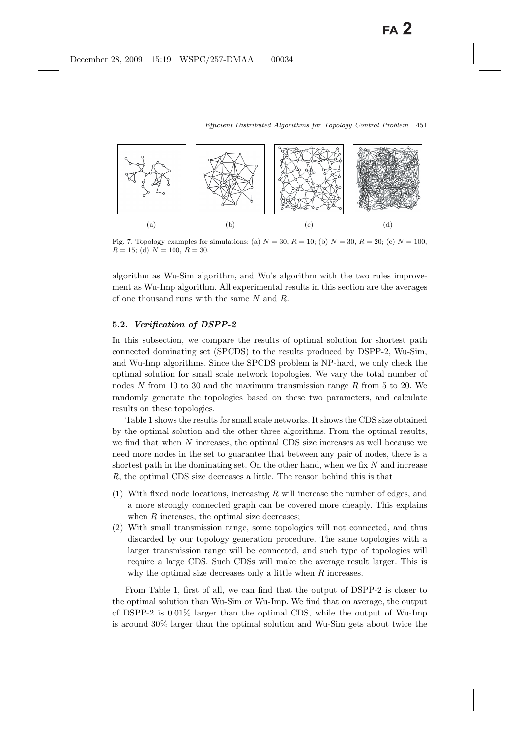(a) (b) (c) (d)

Fig. 7. Topology examples for simulations: (a) $N = 30$, $R = 10$; (b) $N = 30$, $R = 20$; (c) $N = 100$, $R = 15$; (d) $N = 100$, $R = 30$.

algorithm as Wu-Sim algorithm, and Wu's algorithm with the two rules improvement as Wu-Imp algorithm. All experimental results in this section are the averages of one thousand runs with the same $N$ and $R$.

### 5.2. *Verification of DSPP-2*

In this subsection, we compare the results of optimal solution for shortest path connected dominating set (SPCDS) to the results produced by DSPP-2, Wu-Sim, and Wu-Imp algorithms. Since the SPCDS problem is NP-hard, we only check the optimal solution for small scale network topologies. We vary the total number of nodes $N$ from 10 to 30 and the maximum transmission range $R$ from 5 to 20. We randomly generate the topologies based on these two parameters, and calculate results on these topologies.

Table 1 shows the results for small scale networks. It shows the CDS size obtained by the optimal solution and the other three algorithms. From the optimal results, we find that when $N$ increases, the optimal CDS size increases as well because we need more nodes in the set to guarantee that between any pair of nodes, there is a shortest path in the dominating set. On the other hand, when we fix $N$ and increase $R$, the optimal CDS size decreases a little. The reason behind this is that

(1) With fixed node locations, increasing $R$ will increase the number of edges, and a more strongly connected graph can be covered more cheaply. This explains when $R$ increases, the optimal size decreases;
(2) With small transmission range, some topologies will not connected, and thus discarded by our topology generation procedure. The same topologies with a larger transmission range will be connected, and such type of topologies will require a large CDS. Such CDSs will make the average result larger. This is why the optimal size decreases only a little when $R$ increases.

From Table 1, first of all, we can find that the output of DSPP-2 is closer to the optimal solution than Wu-Sim or Wu-Imp. We find that on average, the output of DSPP-2 is 0.01% larger than the optimal CDS, while the output of Wu-Imp is around 30% larger than the optimal solution and Wu-Sim gets about twice the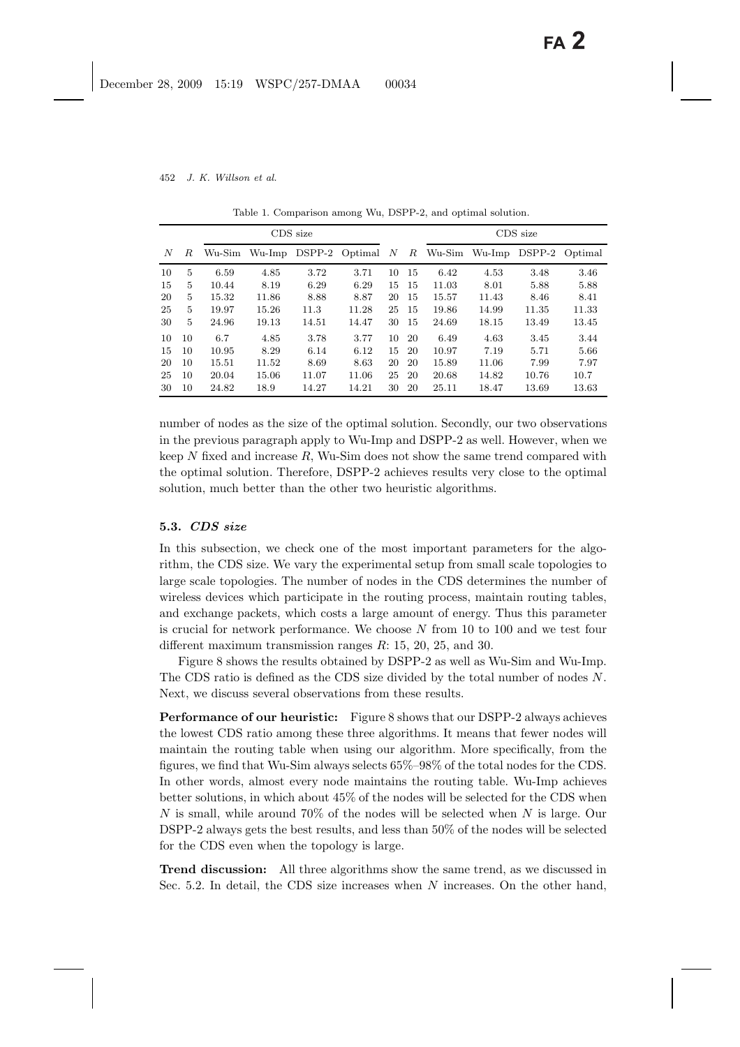Table 1. Comparison among Wu, DSPP-2, and optimal solution.

| | | CDS size | | | | | | CDS size | | | |
|---|---|---|---|---|---|---|---|---|---|---|---|
| $N$ | $R$ | Wu-Sim | Wu-Imp | DSPP-2 | Optimal | $N$ | $R$ | Wu-Sim | Wu-Imp | DSPP-2 | Optimal |
| 10 | 5 | 6.59 | 4.85 | 3.72 | 3.71 | 10 | 15 | 6.42 | 4.53 | 3.48 | 3.46 |
| 15 | 5 | 10.44 | 8.19 | 6.29 | 6.29 | 15 | 15 | 11.03 | 8.01 | 5.88 | 5.88 |
| 20 | 5 | 15.32 | 11.86 | 8.88 | 8.87 | 20 | 15 | 15.57 | 11.43 | 8.46 | 8.41 |
| 25 | 5 | 19.97 | 15.26 | 11.3 | 11.28 | 25 | 15 | 19.86 | 14.99 | 11.35 | 11.33 |
| 30 | 5 | 24.96 | 19.13 | 14.51 | 14.47 | 30 | 15 | 24.69 | 18.15 | 13.49 | 13.45 |
| 10 | 10 | 6.7 | 4.85 | 3.78 | 3.77 | 10 | 20 | 6.49 | 4.63 | 3.45 | 3.44 |
| 15 | 10 | 10.95 | 8.29 | 6.14 | 6.12 | 15 | 20 | 10.97 | 7.19 | 5.71 | 5.66 |
| 20 | 10 | 15.51 | 11.52 | 8.69 | 8.63 | 20 | 20 | 15.89 | 11.06 | 7.99 | 7.97 |
| 25 | 10 | 20.04 | 15.06 | 11.07 | 11.06 | 25 | 20 | 20.68 | 14.82 | 10.76 | 10.7 |
| 30 | 10 | 24.82 | 18.9 | 14.27 | 14.21 | 30 | 20 | 25.11 | 18.47 | 13.69 | 13.63 |

number of nodes as the size of the optimal solution. Secondly, our two observations in the previous paragraph apply to Wu-Imp and DSPP-2 as well. However, when we keep $N$ fixed and increase $R$, Wu-Sim does not show the same trend compared with the optimal solution. Therefore, DSPP-2 achieves results very close to the optimal solution, much better than the other two heuristic algorithms.

### 5.3. *CDS size*

In this subsection, we check one of the most important parameters for the algorithm, the CDS size. We vary the experimental setup from small scale topologies to large scale topologies. The number of nodes in the CDS determines the number of wireless devices which participate in the routing process, maintain routing tables, and exchange packets, which costs a large amount of energy. Thus this parameter is crucial for network performance. We choose $N$ from 10 to 100 and we test four different maximum transmission ranges $R$: 15, 20, 25, and 30.

Figure 8 shows the results obtained by DSPP-2 as well as Wu-Sim and Wu-Imp. The CDS ratio is defined as the CDS size divided by the total number of nodes $N$. Next, we discuss several observations from these results.

**Performance of our heuristic:** Figure 8 shows that our DSPP-2 always achieves the lowest CDS ratio among these three algorithms. It means that fewer nodes will maintain the routing table when using our algorithm. More specifically, from the figures, we find that Wu-Sim always selects 65%–98% of the total nodes for the CDS. In other words, almost every node maintains the routing table. Wu-Imp achieves better solutions, in which about 45% of the nodes will be selected for the CDS when $N$ is small, while around 70% of the nodes will be selected when $N$ is large. Our DSPP-2 always gets the best results, and less than 50% of the nodes will be selected for the CDS even when the topology is large.

**Trend discussion:** All three algorithms show the same trend, as we discussed in Sec. 5.2. In detail, the CDS size increases when $N$ increases. On the other hand,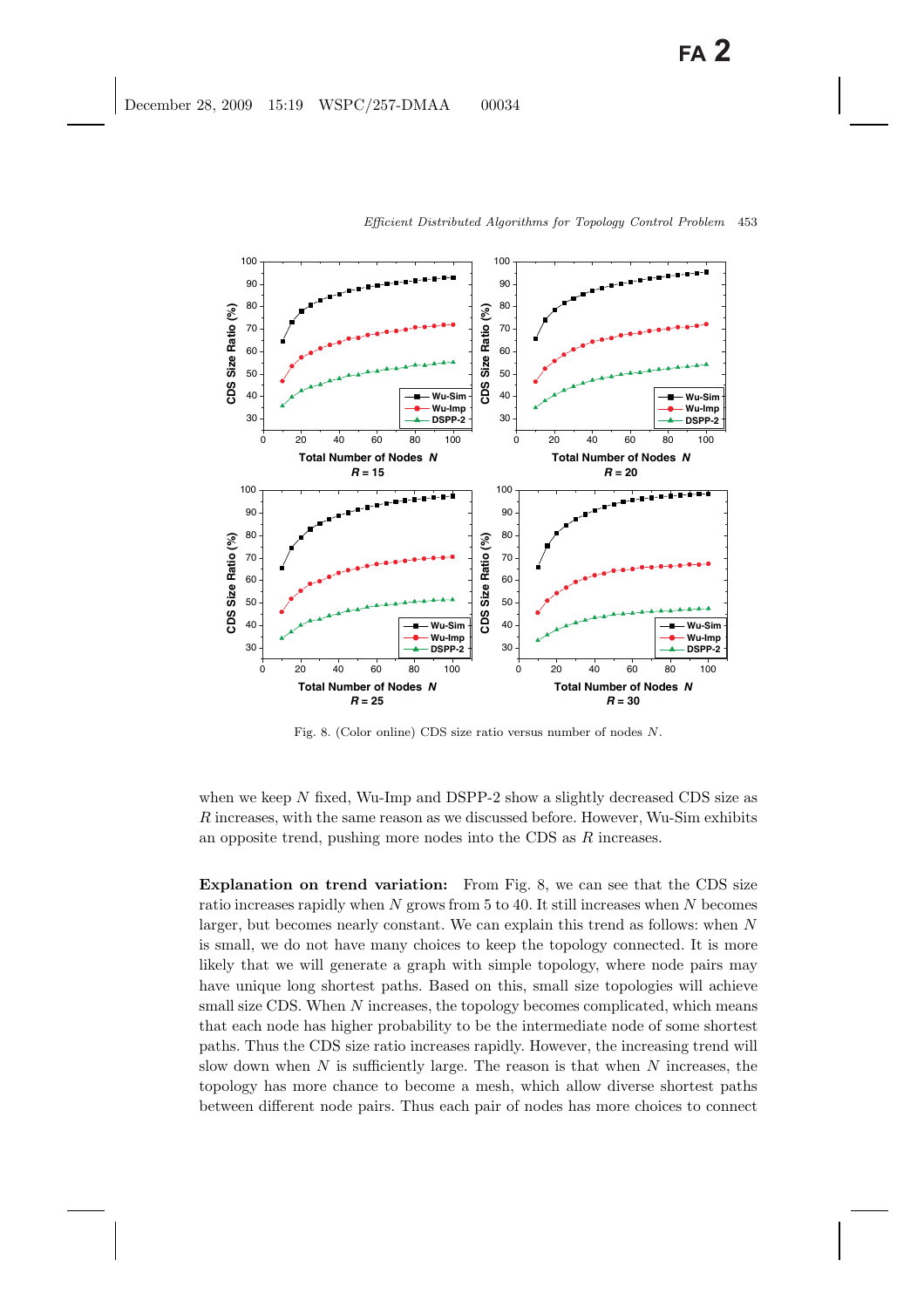Fig. 8. (Color online) CDS size ratio versus number of nodes $N$.

when we keep $N$ fixed, Wu-Imp and DSPP-2 show a slightly decreased CDS size as $R$ increases, with the same reason as we discussed before. However, Wu-Sim exhibits an opposite trend, pushing more nodes into the CDS as $R$ increases.

**Explanation on trend variation:** From Fig. 8, we can see that the CDS size ratio increases rapidly when $N$ grows from 5 to 40. It still increases when $N$ becomes larger, but becomes nearly constant. We can explain this trend as follows: when $N$ is small, we do not have many choices to keep the topology connected. It is more likely that we will generate a graph with simple topology, where node pairs may have unique long shortest paths. Based on this, small size topologies will achieve small size CDS. When $N$ increases, the topology becomes complicated, which means that each node has higher probability to be the intermediate node of some shortest paths. Thus the CDS size ratio increases rapidly. However, the increasing trend will slow down when $N$ is sufficiently large. The reason is that when $N$ increases, the topology has more chance to become a mesh, which allow diverse shortest paths between different node pairs. Thus each pair of nodes has more choices to connect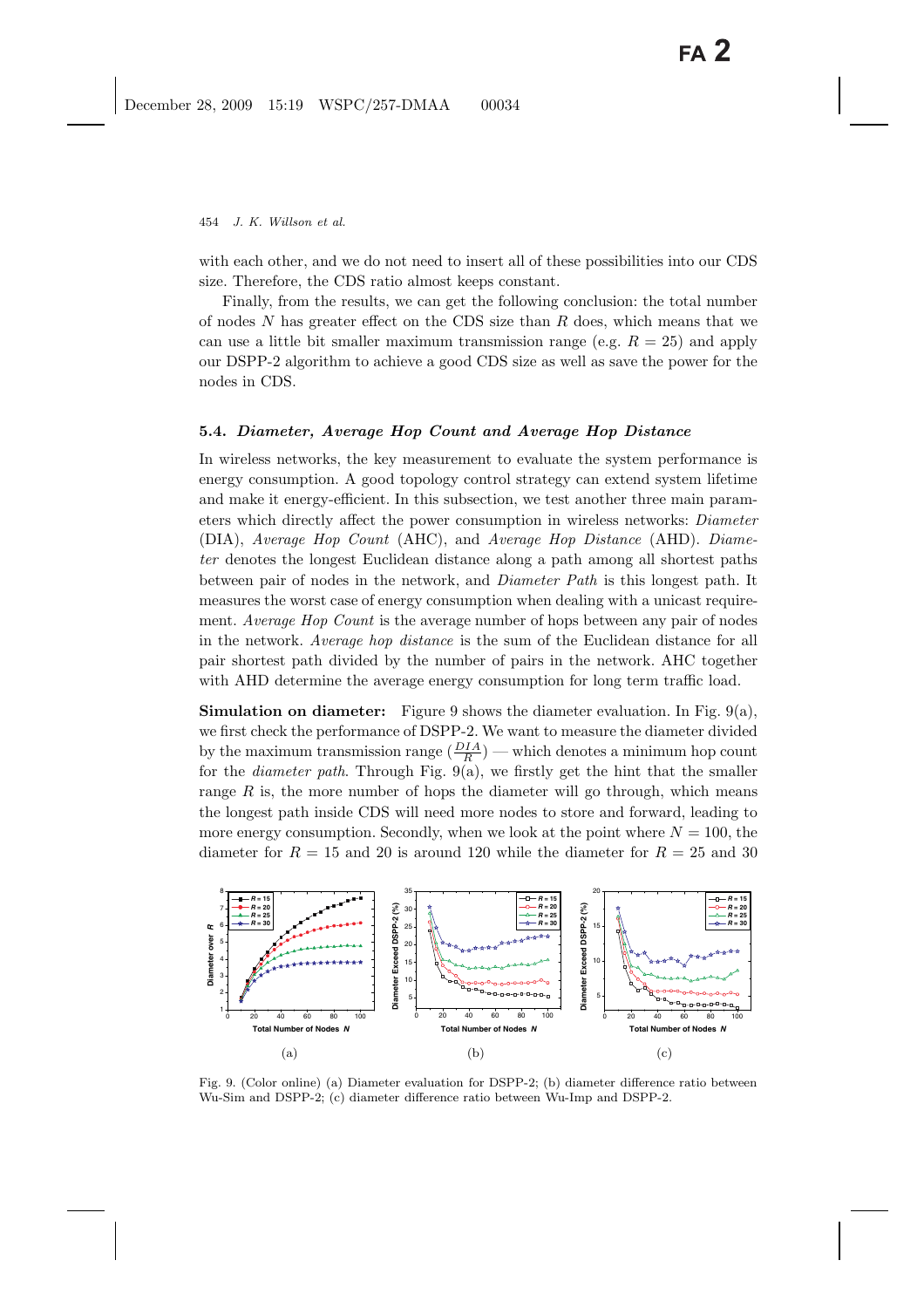with each other, and we do not need to insert all of these possibilities into our CDS size. Therefore, the CDS ratio almost keeps constant.

Finally, from the results, we can get the following conclusion: the total number of nodes $N$ has greater effect on the CDS size than $R$ does, which means that we can use a little bit smaller maximum transmission range (e.g. $R = 25$) and apply our DSPP-2 algorithm to achieve a good CDS size as well as save the power for the nodes in CDS.

### 5.4. *Diameter, Average Hop Count and Average Hop Distance*

In wireless networks, the key measurement to evaluate the system performance is energy consumption. A good topology control strategy can extend system lifetime and make it energy-efficient. In this subsection, we test another three main parameters which directly affect the power consumption in wireless networks: *Diameter* (DIA), *Average Hop Count* (AHC), and *Average Hop Distance* (AHD). *Diameter* denotes the longest Euclidean distance along a path among all shortest paths between pair of nodes in the network, and *Diameter Path* is this longest path. It measures the worst case of energy consumption when dealing with a unicast requirement. *Average Hop Count* is the average number of hops between any pair of nodes in the network. *Average hop distance* is the sum of the Euclidean distance for all pair shortest path divided by the number of pairs in the network. AHC together with AHD determine the average energy consumption for long term traffic load.

**Simulation on diameter:** Figure 9 shows the diameter evaluation. In Fig. 9(a), we first check the performance of DSPP-2. We want to measure the diameter divided by the maximum transmission range ($\frac{DIA}{R}$) — which denotes a minimum hop count for the *diameter path*. Through Fig. 9(a), we firstly get the hint that the smaller range $R$ is, the more number of hops the diameter will go through, which means the longest path inside CDS will need more nodes to store and forward, leading to more energy consumption. Secondly, when we look at the point where $N = 100$, the diameter for $R = 15$ and 20 is around 120 while the diameter for $R = 25$ and 30

Fig. 9. (Color online) (a) Diameter evaluation for DSPP-2; (b) diameter difference ratio between Wu-Sim and DSPP-2; (c) diameter difference ratio between Wu-Imp and DSPP-2.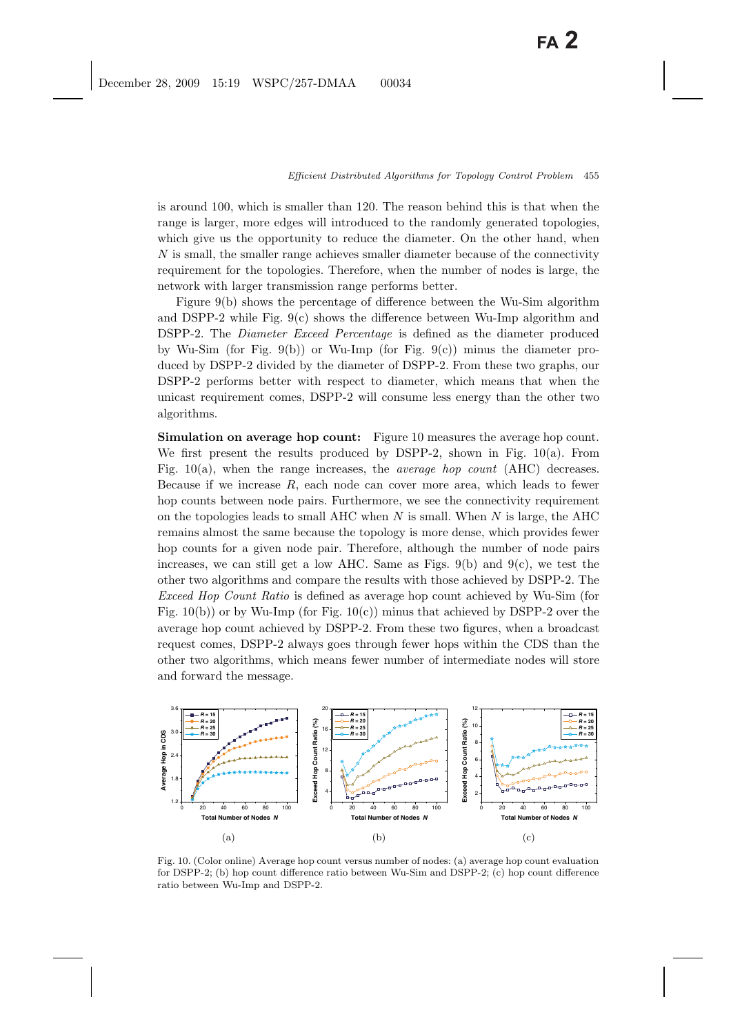is around 100, which is smaller than 120. The reason behind this is that when the range is larger, more edges will introduced to the randomly generated topologies, which give us the opportunity to reduce the diameter. On the other hand, when $N$ is small, the smaller range achieves smaller diameter because of the connectivity requirement for the topologies. Therefore, when the number of nodes is large, the network with larger transmission range performs better.

Figure 9(b) shows the percentage of difference between the Wu-Sim algorithm and DSPP-2 while Fig. 9(c) shows the difference between Wu-Imp algorithm and DSPP-2. The *Diameter Exceed Percentage* is defined as the diameter produced by Wu-Sim (for Fig. 9(b)) or Wu-Imp (for Fig. 9(c)) minus the diameter produced by DSPP-2 divided by the diameter of DSPP-2. From these two graphs, our DSPP-2 performs better with respect to diameter, which means that when the unicast requirement comes, DSPP-2 will consume less energy than the other two algorithms.

**Simulation on average hop count:** Figure 10 measures the average hop count. We first present the results produced by DSPP-2, shown in Fig. 10(a). From Fig. 10(a), when the range increases, the *average hop count* (AHC) decreases. Because if we increase $R$, each node can cover more area, which leads to fewer hop counts between node pairs. Furthermore, we see the connectivity requirement on the topologies leads to small AHC when $N$ is small. When $N$ is large, the AHC remains almost the same because the topology is more dense, which provides fewer hop counts for a given node pair. Therefore, although the number of node pairs increases, we can still get a low AHC. Same as Figs. 9(b) and 9(c), we test the other two algorithms and compare the results with those achieved by DSPP-2. The *Exceed Hop Count Ratio* is defined as average hop count achieved by Wu-Sim (for Fig. 10(b)) or by Wu-Imp (for Fig. 10(c)) minus that achieved by DSPP-2 over the average hop count achieved by DSPP-2. From these two figures, when a broadcast request comes, DSPP-2 always goes through fewer hops within the CDS than the other two algorithms, which means fewer number of intermediate nodes will store and forward the message.

Fig. 10. (Color online) Average hop count versus number of nodes: (a) average hop count evaluation for DSPP-2; (b) hop count difference ratio between Wu-Sim and DSPP-2; (c) hop count difference ratio between Wu-Imp and DSPP-2.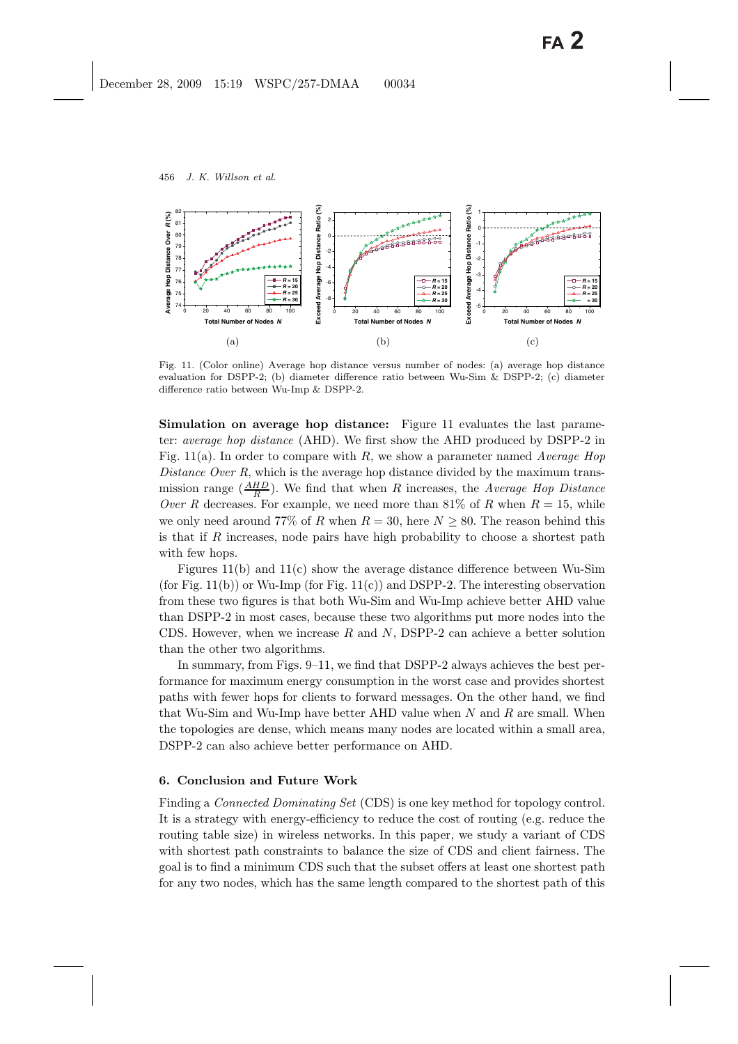Fig. 11. (Color online) Average hop distance versus number of nodes: (a) average hop distance evaluation for DSPP-2; (b) diameter difference ratio between Wu-Sim & DSPP-2; (c) diameter difference ratio between Wu-Imp & DSPP-2.

**Simulation on average hop distance:** Figure 11 evaluates the last parameter: *average hop distance* (AHD). We first show the AHD produced by DSPP-2 in Fig. 11(a). In order to compare with $R$, we show a parameter named *Average Hop Distance Over R*, which is the average hop distance divided by the maximum transmission range ($\frac{AHD}{R}$). We find that when $R$ increases, the *Average Hop Distance Over R* decreases. For example, we need more than 81% of $R$ when $R = 15$, while we only need around 77% of $R$ when $R = 30$, here $N \geq 80$. The reason behind this is that if $R$ increases, node pairs have high probability to choose a shortest path with few hops.

Figures 11(b) and 11(c) show the average distance difference between Wu-Sim (for Fig. 11(b)) or Wu-Imp (for Fig. 11(c)) and DSPP-2. The interesting observation from these two figures is that both Wu-Sim and Wu-Imp achieve better AHD value than DSPP-2 in most cases, because these two algorithms put more nodes into the CDS. However, when we increase $R$ and $N$, DSPP-2 can achieve a better solution than the other two algorithms.

In summary, from Figs. 9–11, we find that DSPP-2 always achieves the best performance for maximum energy consumption in the worst case and provides shortest paths with fewer hops for clients to forward messages. On the other hand, we find that Wu-Sim and Wu-Imp have better AHD value when $N$ and $R$ are small. When the topologies are dense, which means many nodes are located within a small area, DSPP-2 can also achieve better performance on AHD.

## 6. Conclusion and Future Work

Finding a *Connected Dominating Set* (CDS) is one key method for topology control. It is a strategy with energy-efficiency to reduce the cost of routing (e.g. reduce the routing table size) in wireless networks. In this paper, we study a variant of CDS with shortest path constraints to balance the size of CDS and client fairness. The goal is to find a minimum CDS such that the subset offers at least one shortest path for any two nodes, which has the same length compared to the shortest path of this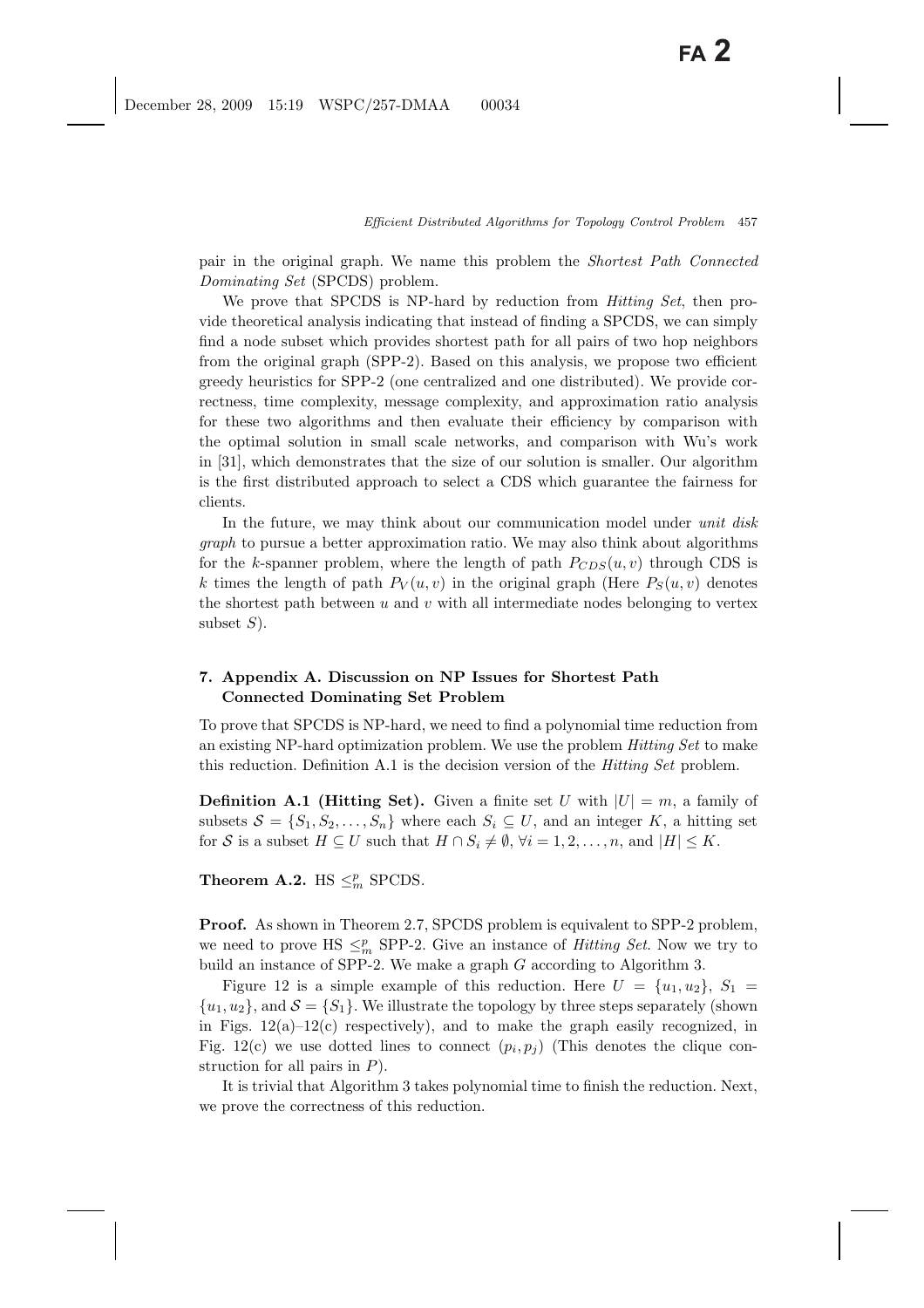pair in the original graph. We name this problem the *Shortest Path Connected Dominating Set* (SPCDS) problem.

We prove that SPCDS is NP-hard by reduction from *Hitting Set*, then provide theoretical analysis indicating that instead of finding a SPCDS, we can simply find a node subset which provides shortest path for all pairs of two hop neighbors from the original graph (SPP-2). Based on this analysis, we propose two efficient greedy heuristics for SPP-2 (one centralized and one distributed). We provide correctness, time complexity, message complexity, and approximation ratio analysis for these two algorithms and then evaluate their efficiency by comparison with the optimal solution in small scale networks, and comparison with Wu's work in [31], which demonstrates that the size of our solution is smaller. Our algorithm is the first distributed approach to select a CDS which guarantee the fairness for clients.

In the future, we may think about our communication model under *unit disk graph* to pursue a better approximation ratio. We may also think about algorithms for the $k$-spanner problem, where the length of path $P_{CDS}(u, v)$ through CDS is $k$ times the length of path $P_V(u, v)$ in the original graph (Here $P_S(u, v)$ denotes the shortest path between $u$ and $v$ with all intermediate nodes belonging to vertex subset $S$).

## 7. Appendix A. Discussion on NP Issues for Shortest Path Connected Dominating Set Problem

To prove that SPCDS is NP-hard, we need to find a polynomial time reduction from an existing NP-hard optimization problem. We use the problem *Hitting Set* to make this reduction. Definition A.1 is the decision version of the *Hitting Set* problem.

**Definition A.1 (Hitting Set).** Given a finite set $U$ with $|U| = m$, a family of subsets $\mathcal{S} = \{S_1, S_2, \ldots, S_n\}$ where each $S_i \subseteq U$, and an integer $K$, a hitting set for $\mathcal{S}$ is a subset $H \subseteq U$ such that $H \cap S_i \neq \emptyset$, $\forall i = 1, 2, \ldots, n$, and $|H| \leq K$.

**Theorem A.2.** HS $\leq_m^p$ SPCDS.

**Proof.** As shown in Theorem 2.7, SPCDS problem is equivalent to SPP-2 problem, we need to prove HS $\leq_m^p$ SPP-2. Give an instance of *Hitting Set*. Now we try to build an instance of SPP-2. We make a graph $G$ according to Algorithm 3.

Figure 12 is a simple example of this reduction. Here $U = \{u_1, u_2\}$, $S_1 = \{u_1, u_2\}$, and $\mathcal{S} = \{S_1\}$. We illustrate the topology by three steps separately (shown in Figs. 12(a)–12(c) respectively), and to make the graph easily recognized, in Fig. 12(c) we use dotted lines to connect $(p_i, p_j)$ (This denotes the clique construction for all pairs in $P$).

It is trivial that Algorithm 3 takes polynomial time to finish the reduction. Next, we prove the correctness of this reduction.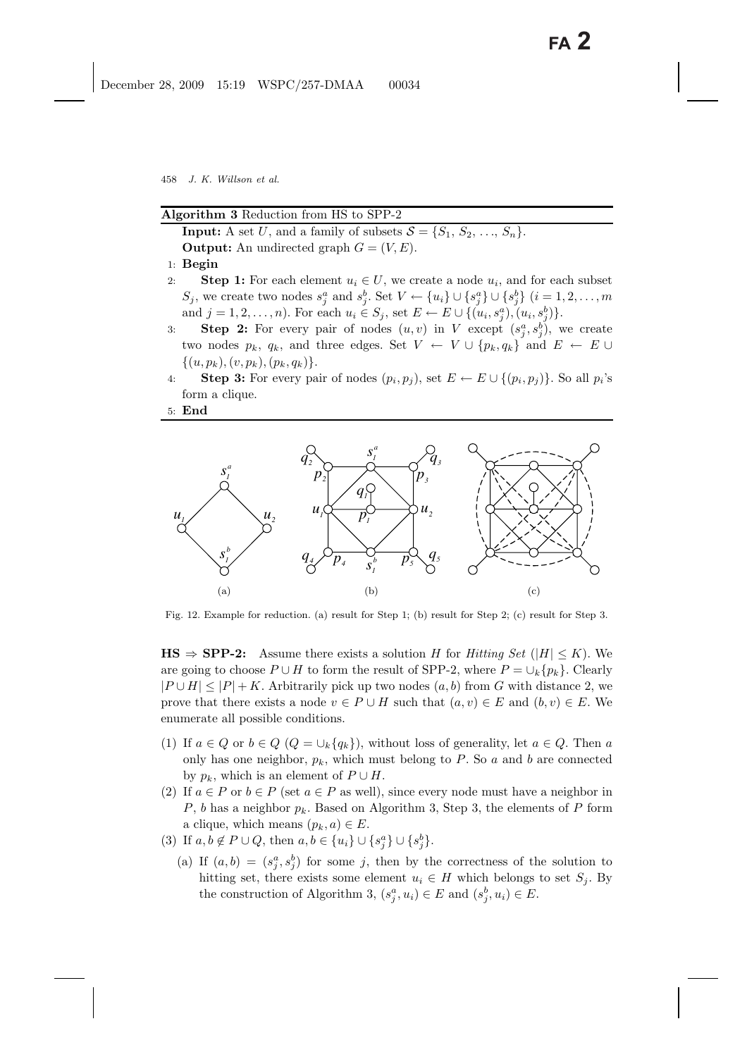**Algorithm 3** Reduction from HS to SPP-2

**Input:** A set $U$, and a family of subsets $\mathcal{S} = \{S_1, S_2, \ldots, S_n\}$.
**Output:** An undirected graph $G = (V, E)$.

1: **Begin**
2: **Step 1:** For each element $u_i \in U$, we create a node $u_i$, and for each subset $S_j$, we create two nodes $s_j^a$ and $s_j^b$. Set $V \leftarrow \{u_i\} \cup \{s_j^a\} \cup \{s_j^b\}$ $(i = 1, 2, \ldots, m$ and $j = 1, 2, \ldots, n)$. For each $u_i \in S_j$, set $E \leftarrow E \cup \{(u_i, s_j^a), (u_i, s_j^b)\}$.
3: **Step 2:** For every pair of nodes $(u, v)$ in $V$ except $(s_j^a, s_j^b)$, we create two nodes $p_k$, $q_k$, and three edges. Set $V \leftarrow V \cup \{p_k, q_k\}$ and $E \leftarrow E \cup \{(u, p_k), (v, p_k), (p_k, q_k)\}$.
4: **Step 3:** For every pair of nodes $(p_i, p_j)$, set $E \leftarrow E \cup \{(p_i, p_j)\}$. So all $p_i$'s form a clique.
5: **End**

Fig. 12. Example for reduction. (a) result for Step 1; (b) result for Step 2; (c) result for Step 3.

**HS $\Rightarrow$ SPP-2:** Assume there exists a solution $H$ for *Hitting Set* $(|H| \leq K)$. We are going to choose $P \cup H$ to form the result of SPP-2, where $P = \cup_k \{p_k\}$. Clearly $|P \cup H| \leq |P| + K$. Arbitrarily pick up two nodes $(a, b)$ from $G$ with distance 2, we prove that there exists a node $v \in P \cup H$ such that $(a, v) \in E$ and $(b, v) \in E$. We enumerate all possible conditions.

(1) If $a \in Q$ or $b \in Q$ $(Q = \cup_k \{q_k\})$, without loss of generality, let $a \in Q$. Then $a$ only has one neighbor, $p_k$, which must belong to $P$. So $a$ and $b$ are connected by $p_k$, which is an element of $P \cup H$.
(2) If $a \in P$ or $b \in P$ (set $a \in P$ as well), since every node must have a neighbor in $P$, $b$ has a neighbor $p_k$. Based on Algorithm 3, Step 3, the elements of $P$ form a clique, which means $(p_k, a) \in E$.
(3) If $a, b \notin P \cup Q$, then $a, b \in \{u_i\} \cup \{s_j^a\} \cup \{s_j^b\}$.
    (a) If $(a, b) = (s_j^a, s_j^b)$ for some $j$, then by the correctness of the solution to hitting set, there exists some element $u_i \in H$ which belongs to set $S_j$. By the construction of Algorithm 3, $(s_j^a, u_i) \in E$ and $(s_j^b, u_i) \in E$.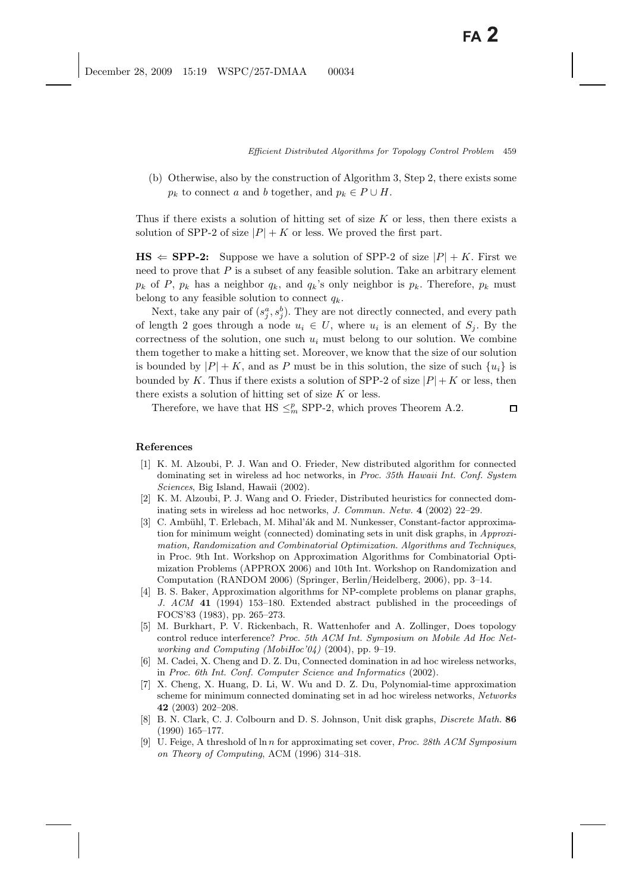(b) Otherwise, also by the construction of Algorithm 3, Step 2, there exists some $p_k$ to connect $a$ and $b$ together, and $p_k \in P \cup H$.

Thus if there exists a solution of hitting set of size $K$ or less, then there exists a solution of SPP-2 of size $|P| + K$ or less. We proved the first part.

**HS $\Leftarrow$ SPP-2:** Suppose we have a solution of SPP-2 of size $|P| + K$. First we need to prove that $P$ is a subset of any feasible solution. Take an arbitrary element $p_k$ of $P$, $p_k$ has a neighbor $q_k$, and $q_k$'s only neighbor is $p_k$. Therefore, $p_k$ must belong to any feasible solution to connect $q_k$.

Next, take any pair of $(s_j^a, s_j^b)$. They are not directly connected, and every path of length 2 goes through a node $u_i \in U$, where $u_i$ is an element of $S_j$. By the correctness of the solution, one such $u_i$ must belong to our solution. We combine them together to make a hitting set. Moreover, we know that the size of our solution is bounded by $|P| + K$, and as $P$ must be in this solution, the size of such $\{u_i\}$ is bounded by $K$. Thus if there exists a solution of SPP-2 of size $|P| + K$ or less, then there exists a solution of hitting set of size $K$ or less.

Therefore, we have that HS $\leq_m^p$ SPP-2, which proves Theorem A.2. □

## References

[1] K. M. Alzoubi, P. J. Wan and O. Frieder, New distributed algorithm for connected dominating set in wireless ad hoc networks, in *Proc. 35th Hawaii Int. Conf. System Sciences*, Big Island, Hawaii (2002).

[2] K. M. Alzoubi, P. J. Wang and O. Frieder, Distributed heuristics for connected dominating sets in wireless ad hoc networks, *J. Commun. Netw.* **4** (2002) 22–29.

[3] C. Ambühl, T. Erlebach, M. Mihal'ák and M. Nunkesser, Constant-factor approximation for minimum weight (connected) dominating sets in unit disk graphs, in *Approximation, Randomization and Combinatorial Optimization. Algorithms and Techniques*, in Proc. 9th Int. Workshop on Approximation Algorithms for Combinatorial Optimization Problems (APPROX 2006) and 10th Int. Workshop on Randomization and Computation (RANDOM 2006) (Springer, Berlin/Heidelberg, 2006), pp. 3–14.

[4] B. S. Baker, Approximation algorithms for NP-complete problems on planar graphs, *J. ACM* **41** (1994) 153–180. Extended abstract published in the proceedings of FOCS'83 (1983), pp. 265–273.

[5] M. Burkhart, P. V. Rickenbach, R. Wattenhofer and A. Zollinger, Does topology control reduce interference? *Proc. 5th ACM Int. Symposium on Mobile Ad Hoc Networking and Computing (MobiHoc'04)* (2004), pp. 9–19.

[6] M. Cadei, X. Cheng and D. Z. Du, Connected domination in ad hoc wireless networks, in *Proc. 6th Int. Conf. Computer Science and Informatics* (2002).

[7] X. Cheng, X. Huang, D. Li, W. Wu and D. Z. Du, Polynomial-time approximation scheme for minimum connected dominating set in ad hoc wireless networks, *Networks* **42** (2003) 202–208.

[8] B. N. Clark, C. J. Colbourn and D. S. Johnson, Unit disk graphs, *Discrete Math.* **86** (1990) 165–177.

[9] U. Feige, A threshold of $\ln n$ for approximating set cover, *Proc. 28th ACM Symposium on Theory of Computing*, ACM (1996) 314–318.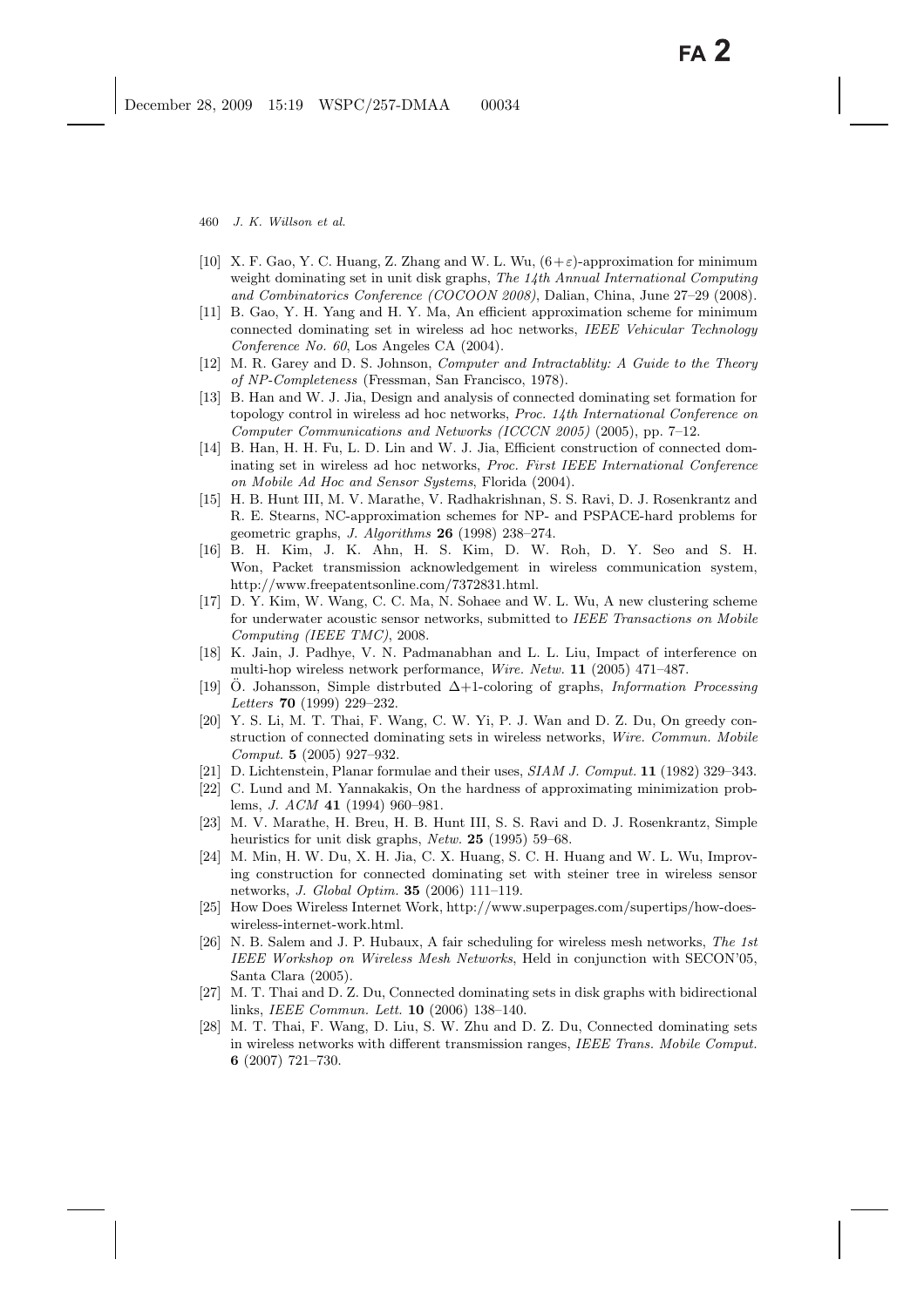[10] X. F. Gao, Y. C. Huang, Z. Zhang and W. L. Wu, $(6+\varepsilon)$-approximation for minimum weight dominating set in unit disk graphs, *The 14th Annual International Computing and Combinatorics Conference (COCOON 2008)*, Dalian, China, June 27–29 (2008).

[11] B. Gao, Y. H. Yang and H. Y. Ma, An efficient approximation scheme for minimum connected dominating set in wireless ad hoc networks, *IEEE Vehicular Technology Conference No. 60*, Los Angeles CA (2004).

[12] M. R. Garey and D. S. Johnson, *Computer and Intractablity: A Guide to the Theory of NP-Completeness* (Fressman, San Francisco, 1978).

[13] B. Han and W. J. Jia, Design and analysis of connected dominating set formation for topology control in wireless ad hoc networks, *Proc. 14th International Conference on Computer Communications and Networks (ICCCN 2005)* (2005), pp. 7–12.

[14] B. Han, H. H. Fu, L. D. Lin and W. J. Jia, Efficient construction of connected dominating set in wireless ad hoc networks, *Proc. First IEEE International Conference on Mobile Ad Hoc and Sensor Systems*, Florida (2004).

[15] H. B. Hunt III, M. V. Marathe, V. Radhakrishnan, S. S. Ravi, D. J. Rosenkrantz and R. E. Stearns, NC-approximation schemes for NP- and PSPACE-hard problems for geometric graphs, *J. Algorithms* **26** (1998) 238–274.

[16] B. H. Kim, J. K. Ahn, H. S. Kim, D. W. Roh, D. Y. Seo and S. H. Won, Packet transmission acknowledgement in wireless communication system, http://www.freepatentsonline.com/7372831.html.

[17] D. Y. Kim, W. Wang, C. C. Ma, N. Sohaee and W. L. Wu, A new clustering scheme for underwater acoustic sensor networks, submitted to *IEEE Transactions on Mobile Computing (IEEE TMC)*, 2008.

[18] K. Jain, J. Padhye, V. N. Padmanabhan and L. L. Liu, Impact of interference on multi-hop wireless network performance, *Wire. Netw.* **11** (2005) 471–487.

[19] Ö. Johansson, Simple distrbuted $\Delta+1$-coloring of graphs, *Information Processing Letters* **70** (1999) 229–232.

[20] Y. S. Li, M. T. Thai, F. Wang, C. W. Yi, P. J. Wan and D. Z. Du, On greedy construction of connected dominating sets in wireless networks, *Wire. Commun. Mobile Comput.* **5** (2005) 927–932.

[21] D. Lichtenstein, Planar formulae and their uses, *SIAM J. Comput.* **11** (1982) 329–343.

[22] C. Lund and M. Yannakakis, On the hardness of approximating minimization problems, *J. ACM* **41** (1994) 960–981.

[23] M. V. Marathe, H. Breu, H. B. Hunt III, S. S. Ravi and D. J. Rosenkrantz, Simple heuristics for unit disk graphs, *Netw.* **25** (1995) 59–68.

[24] M. Min, H. W. Du, X. H. Jia, C. X. Huang, S. C. H. Huang and W. L. Wu, Improving construction for connected dominating set with steiner tree in wireless sensor networks, *J. Global Optim.* **35** (2006) 111–119.

[25] How Does Wireless Internet Work, http://www.superpages.com/supertips/how-does-wireless-internet-work.html.

[26] N. B. Salem and J. P. Hubaux, A fair scheduling for wireless mesh networks, *The 1st IEEE Workshop on Wireless Mesh Networks*, Held in conjunction with SECON'05, Santa Clara (2005).

[27] M. T. Thai and D. Z. Du, Connected dominating sets in disk graphs with bidirectional links, *IEEE Commun. Lett.* **10** (2006) 138–140.

[28] M. T. Thai, F. Wang, D. Liu, S. W. Zhu and D. Z. Du, Connected dominating sets in wireless networks with different transmission ranges, *IEEE Trans. Mobile Comput.* **6** (2007) 721–730.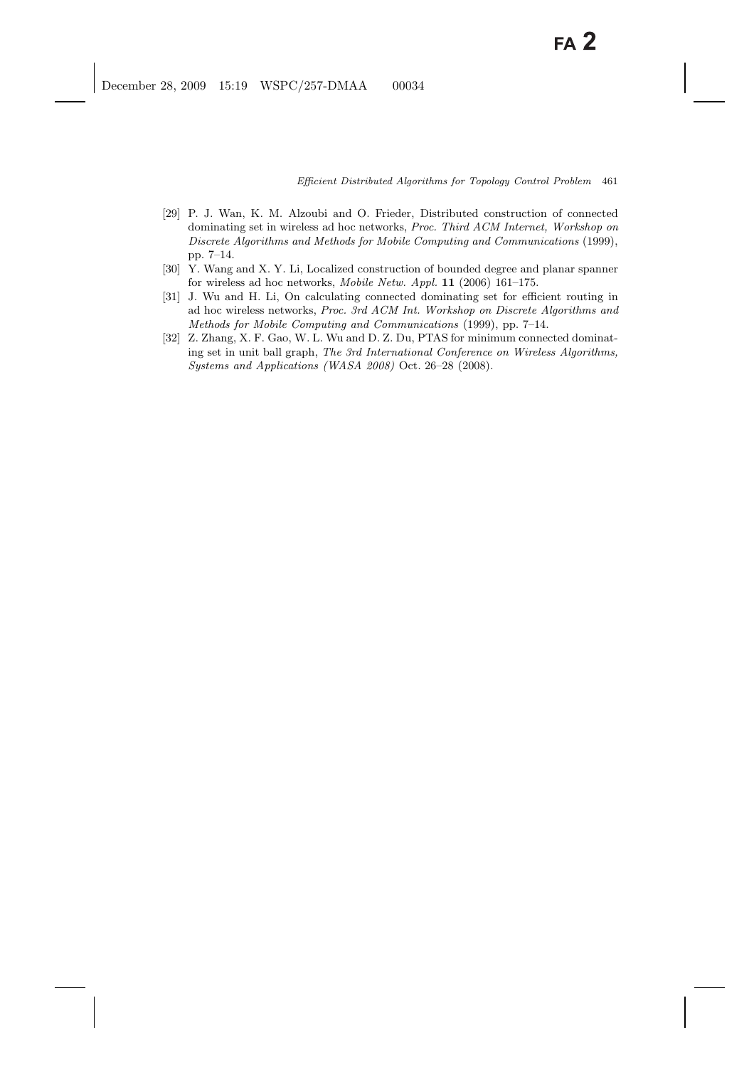[29] P. J. Wan, K. M. Alzoubi and O. Frieder, Distributed construction of connected dominating set in wireless ad hoc networks, *Proc. Third ACM Internet, Workshop on Discrete Algorithms and Methods for Mobile Computing and Communications* (1999), pp. 7–14.

[30] Y. Wang and X. Y. Li, Localized construction of bounded degree and planar spanner for wireless ad hoc networks, *Mobile Netw. Appl.* **11** (2006) 161–175.

[31] J. Wu and H. Li, On calculating connected dominating set for efficient routing in ad hoc wireless networks, *Proc. 3rd ACM Int. Workshop on Discrete Algorithms and Methods for Mobile Computing and Communications* (1999), pp. 7–14.

[32] Z. Zhang, X. F. Gao, W. L. Wu and D. Z. Du, PTAS for minimum connected dominating set in unit ball graph, *The 3rd International Conference on Wireless Algorithms, Systems and Applications (WASA 2008)* Oct. 26–28 (2008).